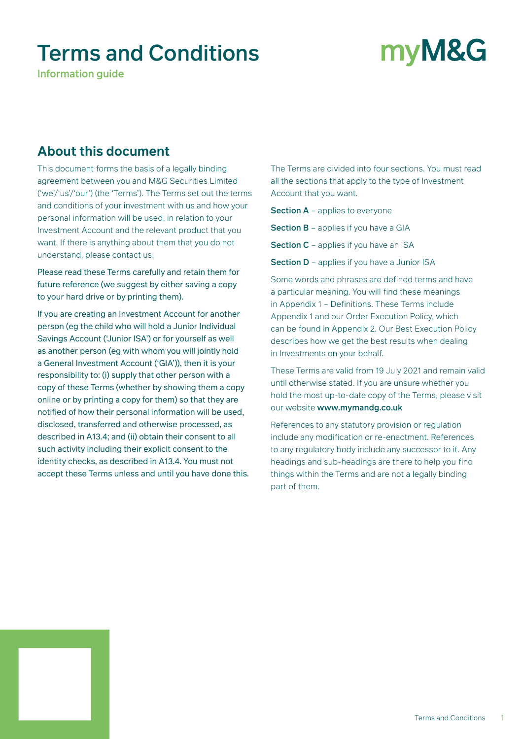# Terms and Conditions

Information guide

myM&G

## About this document

This document forms the basis of a legally binding agreement between you and M&G Securities Limited ('we'/'us'/'our') (the 'Terms'). The Terms set out the terms and conditions of your investment with us and how your personal information will be used, in relation to your Investment Account and the relevant product that you want. If there is anything about them that you do not understand, please contact us.

Please read these Terms carefully and retain them for future reference (we suggest by either saving a copy to your hard drive or by printing them).

If you are creating an Investment Account for another person (eg the child who will hold a Junior Individual Savings Account ('Junior ISA') or for yourself as well as another person (eg with whom you will jointly hold a General Investment Account ('GIA')), then it is your responsibility to: (i) supply that other person with a copy of these Terms (whether by showing them a copy online or by printing a copy for them) so that they are notified of how their personal information will be used, disclosed, transferred and otherwise processed, as described in A13.4; and (ii) obtain their consent to all such activity including their explicit consent to the identity checks, as described in A13.4. You must not accept these Terms unless and until you have done this.

The Terms are divided into four sections. You must read all the sections that apply to the type of Investment Account that you want.

**Section A** – applies to everyone

**Section B** – applies if you have a GIA

**Section C** – applies if you have an ISA

**Section D** – applies if you have a Junior ISA

Some words and phrases are defined terms and have a particular meaning. You will find these meanings in Appendix 1 – Definitions. These Terms include Appendix 1 and our Order Execution Policy, which can be found in Appendix 2. Our Best Execution Policy describes how we get the best results when dealing in Investments on your behalf.

These Terms are valid from 19 July 2021 and remain valid until otherwise stated. If you are unsure whether you hold the most up-to-date copy of the Terms, please visit our website **www.mymandg.co.uk**

References to any statutory provision or regulation include any modification or re-enactment. References to any regulatory body include any successor to it. Any headings and sub-headings are there to help you find things within the Terms and are not a legally binding part of them.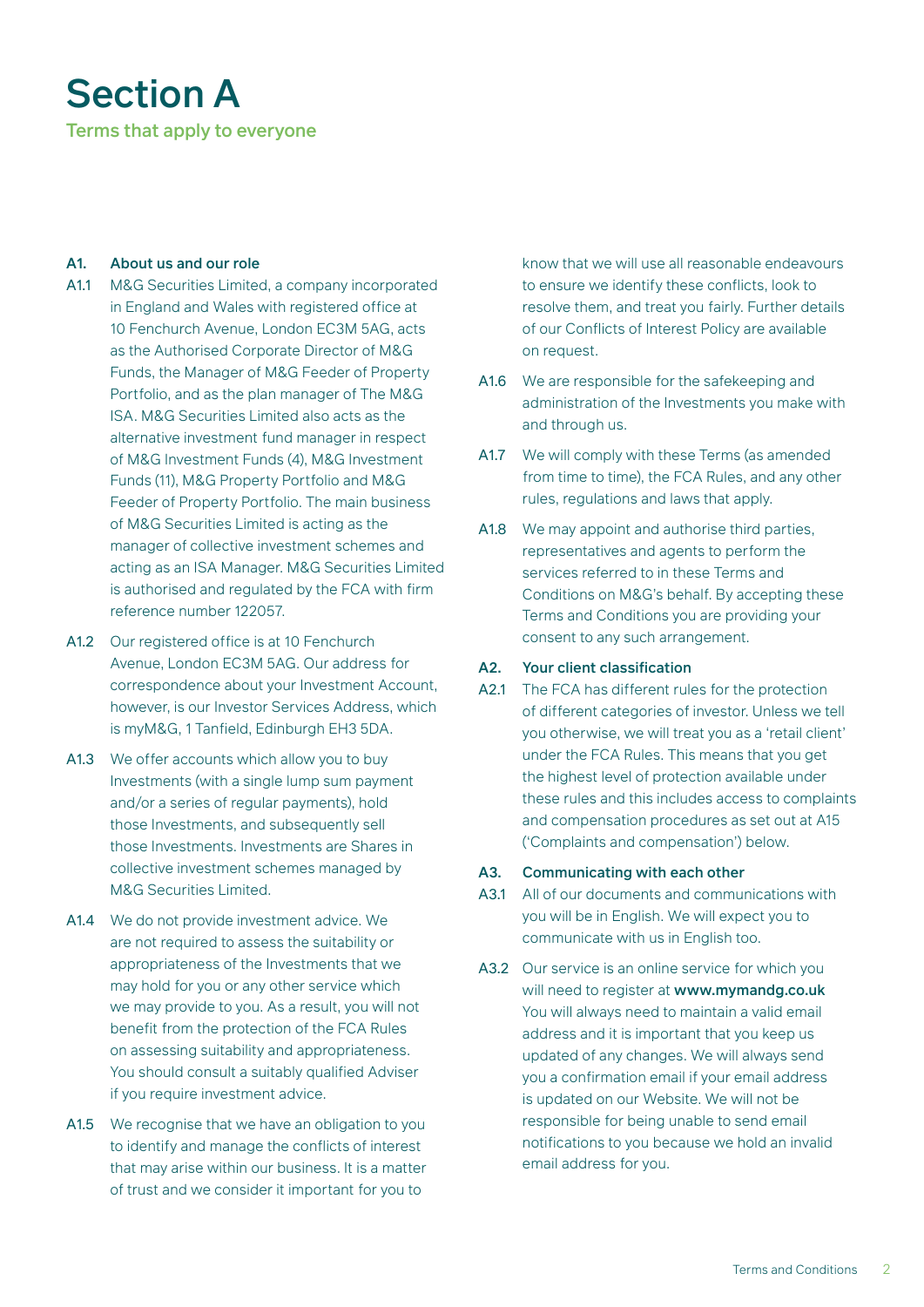# Section A

## Terms that apply to everyone

### A1. About us and our role

A1.1 M&G Securities Limited, a company incorporated in England and Wales with registered office at 10 Fenchurch Avenue, London EC3M 5AG, acts as the Authorised Corporate Director of M&G Funds, the Manager of M&G Feeder of Property Portfolio, and as the plan manager of The M&G ISA. M&G Securities Limited also acts as the alternative investment fund manager in respect of M&G Investment Funds (4), M&G Investment Funds (11), M&G Property Portfolio and M&G Feeder of Property Portfolio. The main business of M&G Securities Limited is acting as the manager of collective investment schemes and acting as an ISA Manager. M&G Securities Limited is authorised and regulated by the FCA with firm reference number 122057.

A1.2 Our registered office is at 10 Fenchurch Avenue, London EC3M 5AG. Our address for correspondence about your Investment Account, however, is our Investor Services Address, which is myM&G, 1 Tanfield, Edinburgh EH3 5DA.

A1.3 We offer accounts which allow you to buy Investments (with a single lump sum payment and/or a series of regular payments), hold those Investments, and subsequently sell those Investments. Investments are Shares in collective investment schemes managed by M&G Securities Limited.

A1.4 We do not provide investment advice. We are not required to assess the suitability or appropriateness of the Investments that we may hold for you or any other service which we may provide to you. As a result, you will not benefit from the protection of the FCA Rules on assessing suitability and appropriateness. You should consult a suitably qualified Adviser if you require investment advice.

A1.5 We recognise that we have an obligation to you to identify and manage the conflicts of interest that may arise within our business. It is a matter of trust and we consider it important for you to know that we will use all reasonable endeavours to ensure we identify these conflicts, look to resolve them, and treat you fairly. Further details of our Conflicts of Interest Policy are available on request.

A1.6 We are responsible for the safekeeping and administration of the Investments you make with and through us.

A1.7 We will comply with these Terms (as amended from time to time), the FCA Rules, and any other rules, regulations and laws that apply.

A1.8 We may appoint and authorise third parties, representatives and agents to perform the services referred to in these Terms and Conditions on M&G's behalf. By accepting these Terms and Conditions you are providing your consent to any such arrangement.

### A2. Your client classification

A2.1 The FCA has different rules for the protection of different categories of investor. Unless we tell you otherwise, we will treat you as a 'retail client' under the FCA Rules. This means that you get the highest level of protection available under these rules and this includes access to complaints and compensation procedures as set out at A15 ('Complaints and compensation') below.

### A3. Communicating with each other

A3.1 All of our documents and communications with you will be in English. We will expect you to communicate with us in English too.

A3.2 Our service is an online service for which you will need to register at **www.mymandg.co.uk** You will always need to maintain a valid email address and it is important that you keep us updated of any changes. We will always send you a confirmation email if your email address is updated on our Website. We will not be responsible for being unable to send email notifications to you because we hold an invalid email address for you.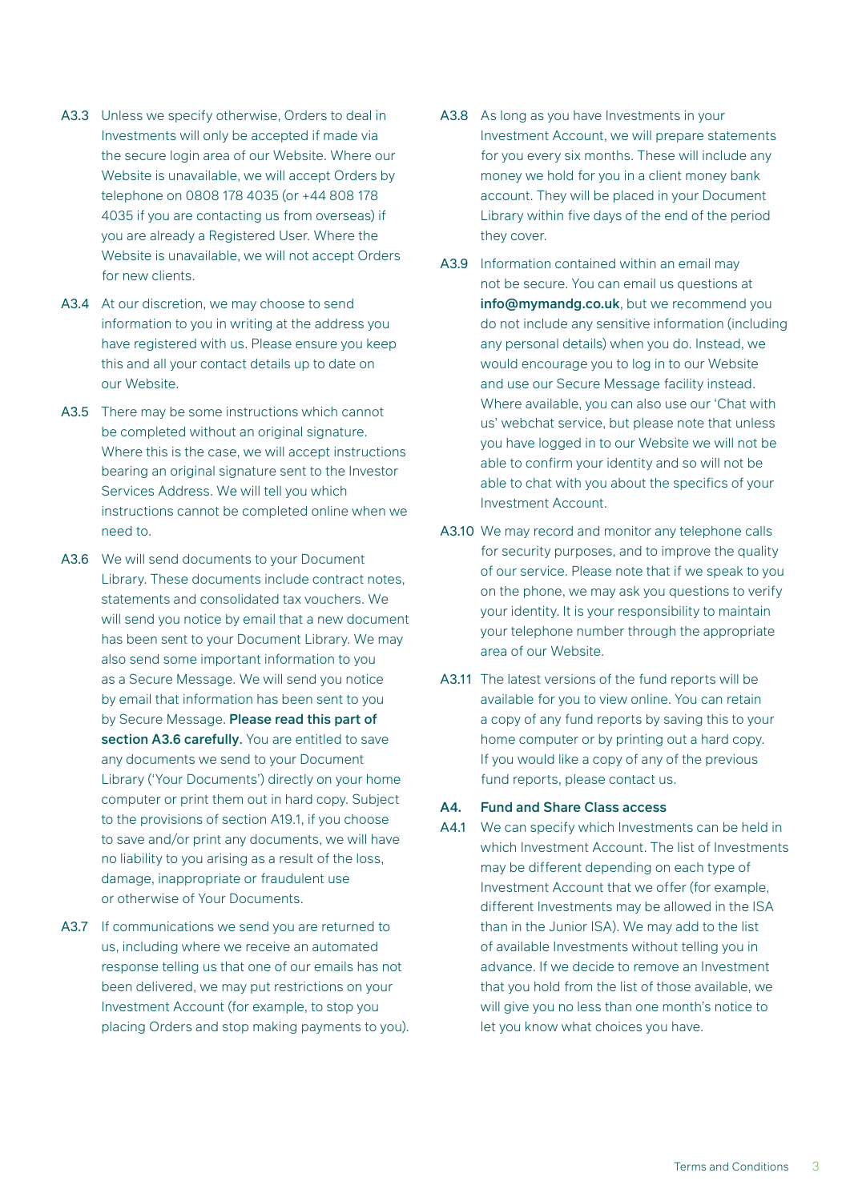A3.3 Unless we specify otherwise, Orders to deal in Investments will only be accepted if made via the secure login area of our Website. Where our Website is unavailable, we will accept Orders by telephone on 0808 178 4035 (or +44 808 178 4035 if you are contacting us from overseas) if you are already a Registered User. Where the Website is unavailable, we will not accept Orders for new clients.

A3.4 At our discretion, we may choose to send information to you in writing at the address you have registered with us. Please ensure you keep this and all your contact details up to date on our Website.

A3.5 There may be some instructions which cannot be completed without an original signature. Where this is the case, we will accept instructions bearing an original signature sent to the Investor Services Address. We will tell you which instructions cannot be completed online when we need to.

A3.6 We will send documents to your Document Library. These documents include contract notes, statements and consolidated tax vouchers. We will send you notice by email that a new document has been sent to your Document Library. We may also send some important information to you as a Secure Message. We will send you notice by email that information has been sent to you by Secure Message. **Please read this part of section A3.6 carefully.** You are entitled to save any documents we send to your Document Library ('Your Documents') directly on your home computer or print them out in hard copy. Subject to the provisions of section A19.1, if you choose to save and/or print any documents, we will have no liability to you arising as a result of the loss, damage, inappropriate or fraudulent use or otherwise of Your Documents.

A3.7 If communications we send you are returned to us, including where we receive an automated response telling us that one of our emails has not been delivered, we may put restrictions on your Investment Account (for example, to stop you placing Orders and stop making payments to you).

A3.8 As long as you have Investments in your Investment Account, we will prepare statements for you every six months. These will include any money we hold for you in a client money bank account. They will be placed in your Document Library within five days of the end of the period they cover.

A3.9 Information contained within an email may not be secure. You can email us questions at **info@mymandg.co.uk**, but we recommend you do not include any sensitive information (including any personal details) when you do. Instead, we would encourage you to log in to our Website and use our Secure Message facility instead. Where available, you can also use our 'Chat with us' webchat service, but please note that unless you have logged in to our Website we will not be able to confirm your identity and so will not be able to chat with you about the specifics of your Investment Account.

A3.10 We may record and monitor any telephone calls for security purposes, and to improve the quality of our service. Please note that if we speak to you on the phone, we may ask you questions to verify your identity. It is your responsibility to maintain your telephone number through the appropriate area of our Website.

A3.11 The latest versions of the fund reports will be available for you to view online. You can retain a copy of any fund reports by saving this to your home computer or by printing out a hard copy. If you would like a copy of any of the previous fund reports, please contact us.

## A4. Fund and Share Class access

A4.1 We can specify which Investments can be held in which Investment Account. The list of Investments may be different depending on each type of Investment Account that we offer (for example, different Investments may be allowed in the ISA than in the Junior ISA). We may add to the list of available Investments without telling you in advance. If we decide to remove an Investment that you hold from the list of those available, we will give you no less than one month's notice to let you know what choices you have.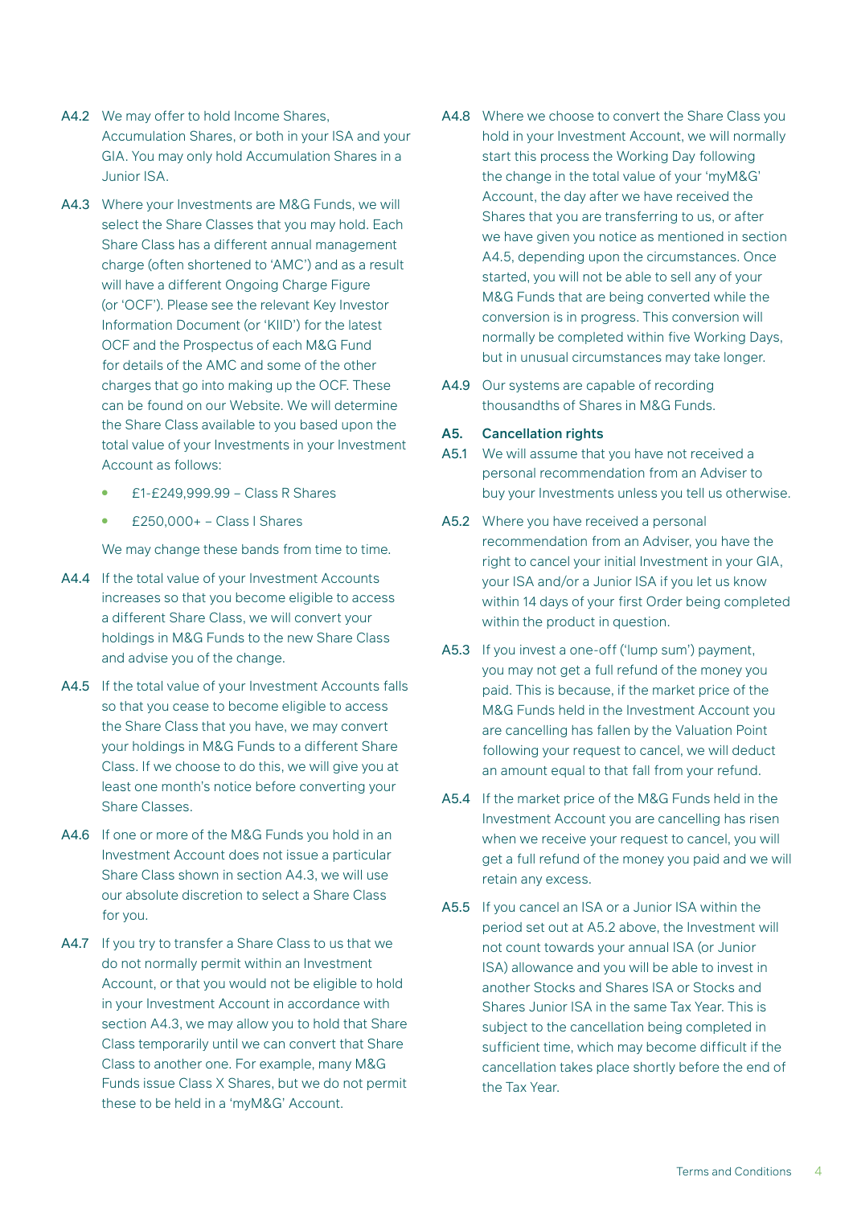A4.2 We may offer to hold Income Shares, Accumulation Shares, or both in your ISA and your GIA. You may only hold Accumulation Shares in a Junior ISA.

A4.3 Where your Investments are M&G Funds, we will select the Share Classes that you may hold. Each Share Class has a different annual management charge (often shortened to 'AMC') and as a result will have a different Ongoing Charge Figure (or 'OCF'). Please see the relevant Key Investor Information Document (or 'KIID') for the latest OCF and the Prospectus of each M&G Fund for details of the AMC and some of the other charges that go into making up the OCF. These can be found on our Website. We will determine the Share Class available to you based upon the total value of your Investments in your Investment Account as follows:

- £1-£249,999.99 – Class R Shares
- £250,000+ – Class I Shares

We may change these bands from time to time.

A4.4 If the total value of your Investment Accounts increases so that you become eligible to access a different Share Class, we will convert your holdings in M&G Funds to the new Share Class and advise you of the change.

A4.5 If the total value of your Investment Accounts falls so that you cease to become eligible to access the Share Class that you have, we may convert your holdings in M&G Funds to a different Share Class. If we choose to do this, we will give you at least one month's notice before converting your Share Classes.

A4.6 If one or more of the M&G Funds you hold in an Investment Account does not issue a particular Share Class shown in section A4.3, we will use our absolute discretion to select a Share Class for you.

A4.7 If you try to transfer a Share Class to us that we do not normally permit within an Investment Account, or that you would not be eligible to hold in your Investment Account in accordance with section A4.3, we may allow you to hold that Share Class temporarily until we can convert that Share Class to another one. For example, many M&G Funds issue Class X Shares, but we do not permit these to be held in a 'myM&G' Account.

A4.8 Where we choose to convert the Share Class you hold in your Investment Account, we will normally start this process the Working Day following the change in the total value of your 'myM&G' Account, the day after we have received the Shares that you are transferring to us, or after we have given you notice as mentioned in section A4.5, depending upon the circumstances. Once started, you will not be able to sell any of your M&G Funds that are being converted while the conversion is in progress. This conversion will normally be completed within five Working Days, but in unusual circumstances may take longer.

A4.9 Our systems are capable of recording thousandths of Shares in M&G Funds.

### A5. Cancellation rights

A5.1 We will assume that you have not received a personal recommendation from an Adviser to buy your Investments unless you tell us otherwise.

A5.2 Where you have received a personal recommendation from an Adviser, you have the right to cancel your initial Investment in your GIA, your ISA and/or a Junior ISA if you let us know within 14 days of your first Order being completed within the product in question.

A5.3 If you invest a one-off ('lump sum') payment, you may not get a full refund of the money you paid. This is because, if the market price of the M&G Funds held in the Investment Account you are cancelling has fallen by the Valuation Point following your request to cancel, we will deduct an amount equal to that fall from your refund.

A5.4 If the market price of the M&G Funds held in the Investment Account you are cancelling has risen when we receive your request to cancel, you will get a full refund of the money you paid and we will retain any excess.

A5.5 If you cancel an ISA or a Junior ISA within the period set out at A5.2 above, the Investment will not count towards your annual ISA (or Junior ISA) allowance and you will be able to invest in another Stocks and Shares ISA or Stocks and Shares Junior ISA in the same Tax Year. This is subject to the cancellation being completed in sufficient time, which may become difficult if the cancellation takes place shortly before the end of the Tax Year.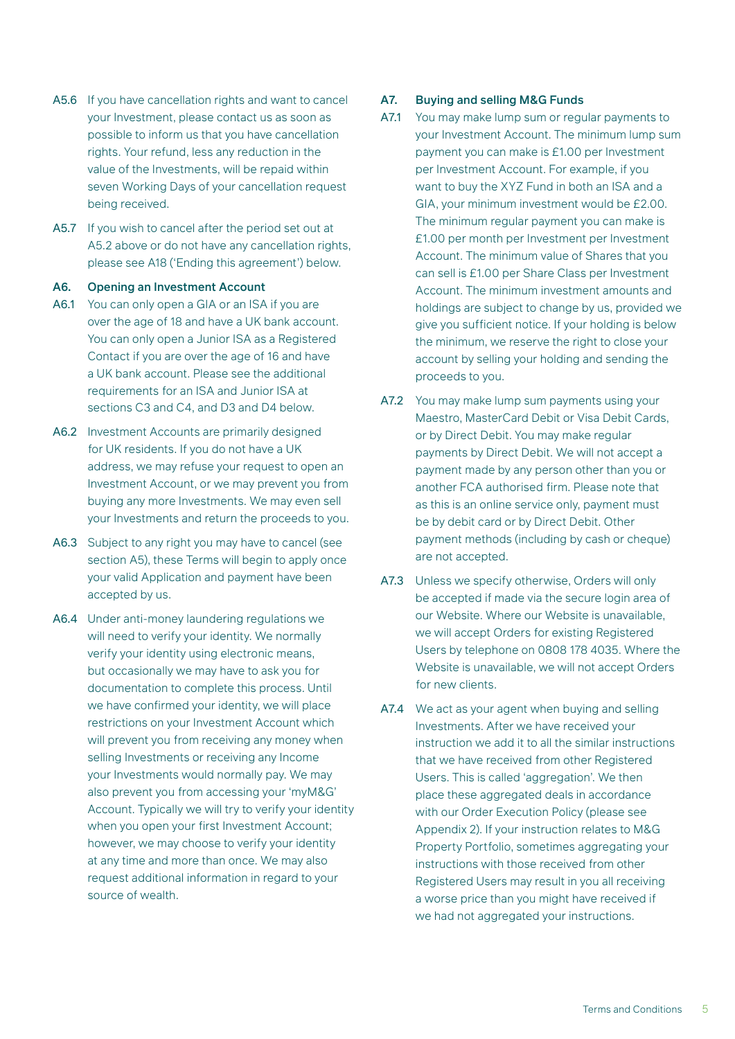A5.6 If you have cancellation rights and want to cancel your Investment, please contact us as soon as possible to inform us that you have cancellation rights. Your refund, less any reduction in the value of the Investments, will be repaid within seven Working Days of your cancellation request being received.

A5.7 If you wish to cancel after the period set out at A5.2 above or do not have any cancellation rights, please see A18 ('Ending this agreement') below.

### A6. Opening an Investment Account

A6.1 You can only open a GIA or an ISA if you are over the age of 18 and have a UK bank account. You can only open a Junior ISA as a Registered Contact if you are over the age of 16 and have a UK bank account. Please see the additional requirements for an ISA and Junior ISA at sections C3 and C4, and D3 and D4 below.

A6.2 Investment Accounts are primarily designed for UK residents. If you do not have a UK address, we may refuse your request to open an Investment Account, or we may prevent you from buying any more Investments. We may even sell your Investments and return the proceeds to you.

A6.3 Subject to any right you may have to cancel (see section A5), these Terms will begin to apply once your valid Application and payment have been accepted by us.

A6.4 Under anti-money laundering regulations we will need to verify your identity. We normally verify your identity using electronic means, but occasionally we may have to ask you for documentation to complete this process. Until we have confirmed your identity, we will place restrictions on your Investment Account which will prevent you from receiving any money when selling Investments or receiving any Income your Investments would normally pay. We may also prevent you from accessing your 'myM&G' Account. Typically we will try to verify your identity when you open your first Investment Account; however, we may choose to verify your identity at any time and more than once. We may also request additional information in regard to your source of wealth.

### A7. Buying and selling M&G Funds

A7.1 You may make lump sum or regular payments to your Investment Account. The minimum lump sum payment you can make is £1.00 per Investment per Investment Account. For example, if you want to buy the XYZ Fund in both an ISA and a GIA, your minimum investment would be £2.00. The minimum regular payment you can make is £1.00 per month per Investment per Investment Account. The minimum value of Shares that you can sell is £1.00 per Share Class per Investment Account. The minimum investment amounts and holdings are subject to change by us, provided we give you sufficient notice. If your holding is below the minimum, we reserve the right to close your account by selling your holding and sending the proceeds to you.

A7.2 You may make lump sum payments using your Maestro, MasterCard Debit or Visa Debit Cards, or by Direct Debit. You may make regular payments by Direct Debit. We will not accept a payment made by any person other than you or another FCA authorised firm. Please note that as this is an online service only, payment must be by debit card or by Direct Debit. Other payment methods (including by cash or cheque) are not accepted.

A7.3 Unless we specify otherwise, Orders will only be accepted if made via the secure login area of our Website. Where our Website is unavailable, we will accept Orders for existing Registered Users by telephone on 0808 178 4035. Where the Website is unavailable, we will not accept Orders for new clients.

A7.4 We act as your agent when buying and selling Investments. After we have received your instruction we add it to all the similar instructions that we have received from other Registered Users. This is called 'aggregation'. We then place these aggregated deals in accordance with our Order Execution Policy (please see Appendix 2). If your instruction relates to M&G Property Portfolio, sometimes aggregating your instructions with those received from other Registered Users may result in you all receiving a worse price than you might have received if we had not aggregated your instructions.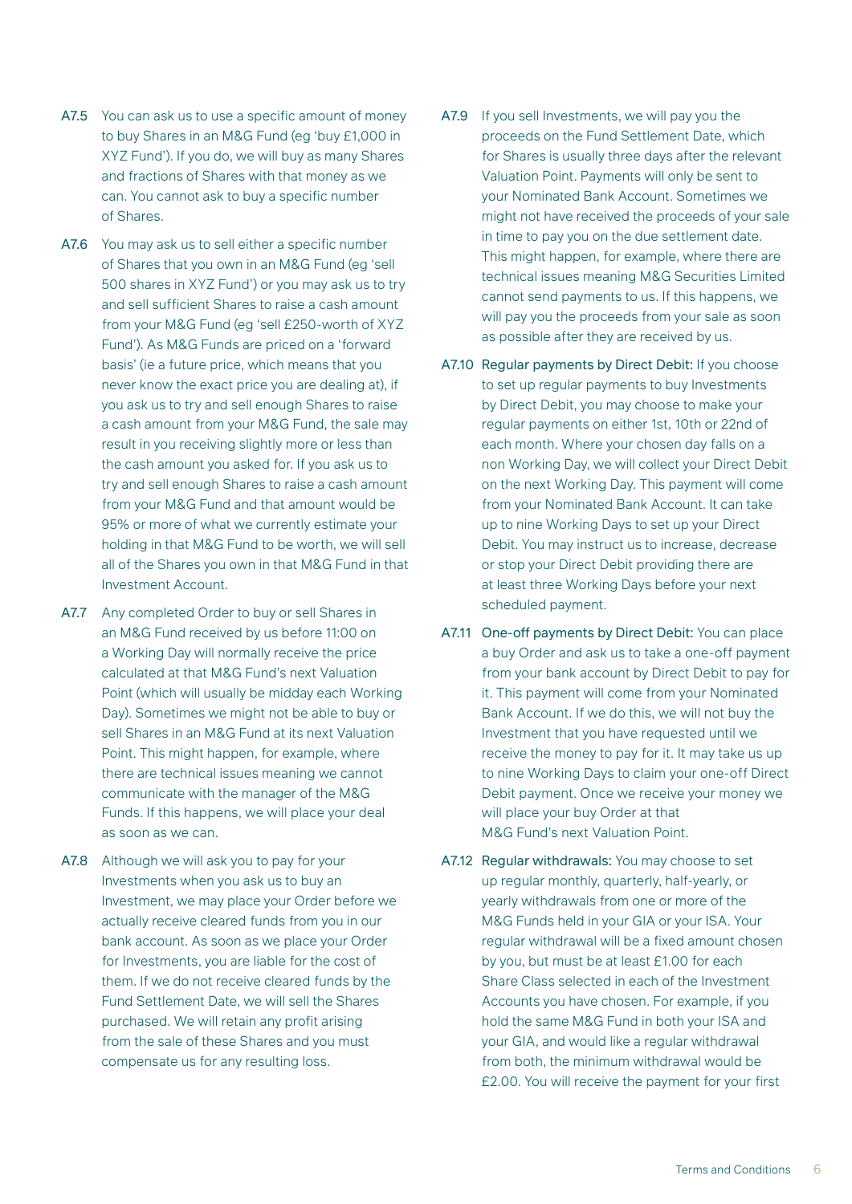A7.5 You can ask us to use a specific amount of money to buy Shares in an M&G Fund (eg 'buy £1,000 in XYZ Fund'). If you do, we will buy as many Shares and fractions of Shares with that money as we can. You cannot ask to buy a specific number of Shares.

A7.6 You may ask us to sell either a specific number of Shares that you own in an M&G Fund (eg 'sell 500 shares in XYZ Fund') or you may ask us to try and sell sufficient Shares to raise a cash amount from your M&G Fund (eg 'sell £250-worth of XYZ Fund'). As M&G Funds are priced on a 'forward basis' (ie a future price, which means that you never know the exact price you are dealing at), if you ask us to try and sell enough Shares to raise a cash amount from your M&G Fund, the sale may result in you receiving slightly more or less than the cash amount you asked for. If you ask us to try and sell enough Shares to raise a cash amount from your M&G Fund and that amount would be 95% or more of what we currently estimate your holding in that M&G Fund to be worth, we will sell all of the Shares you own in that M&G Fund in that Investment Account.

A7.7 Any completed Order to buy or sell Shares in an M&G Fund received by us before 11:00 on a Working Day will normally receive the price calculated at that M&G Fund's next Valuation Point (which will usually be midday each Working Day). Sometimes we might not be able to buy or sell Shares in an M&G Fund at its next Valuation Point. This might happen, for example, where there are technical issues meaning we cannot communicate with the manager of the M&G Funds. If this happens, we will place your deal as soon as we can.

A7.8 Although we will ask you to pay for your Investments when you ask us to buy an Investment, we may place your Order before we actually receive cleared funds from you in our bank account. As soon as we place your Order for Investments, you are liable for the cost of them. If we do not receive cleared funds by the Fund Settlement Date, we will sell the Shares purchased. We will retain any profit arising from the sale of these Shares and you must compensate us for any resulting loss.

A7.9 If you sell Investments, we will pay you the proceeds on the Fund Settlement Date, which for Shares is usually three days after the relevant Valuation Point. Payments will only be sent to your Nominated Bank Account. Sometimes we might not have received the proceeds of your sale in time to pay you on the due settlement date. This might happen, for example, where there are technical issues meaning M&G Securities Limited cannot send payments to us. If this happens, we will pay you the proceeds from your sale as soon as possible after they are received by us.

A7.10 Regular payments by Direct Debit: If you choose to set up regular payments to buy Investments by Direct Debit, you may choose to make your regular payments on either 1st, 10th or 22nd of each month. Where your chosen day falls on a non Working Day, we will collect your Direct Debit on the next Working Day. This payment will come from your Nominated Bank Account. It can take up to nine Working Days to set up your Direct Debit. You may instruct us to increase, decrease or stop your Direct Debit providing there are at least three Working Days before your next scheduled payment.

A7.11 One-off payments by Direct Debit: You can place a buy Order and ask us to take a one-off payment from your bank account by Direct Debit to pay for it. This payment will come from your Nominated Bank Account. If we do this, we will not buy the Investment that you have requested until we receive the money to pay for it. It may take us up to nine Working Days to claim your one-off Direct Debit payment. Once we receive your money we will place your buy Order at that M&G Fund's next Valuation Point.

A7.12 Regular withdrawals: You may choose to set up regular monthly, quarterly, half-yearly, or yearly withdrawals from one or more of the M&G Funds held in your GIA or your ISA. Your regular withdrawal will be a fixed amount chosen by you, but must be at least £1.00 for each Share Class selected in each of the Investment Accounts you have chosen. For example, if you hold the same M&G Fund in both your ISA and your GIA, and would like a regular withdrawal from both, the minimum withdrawal would be £2.00. You will receive the payment for your first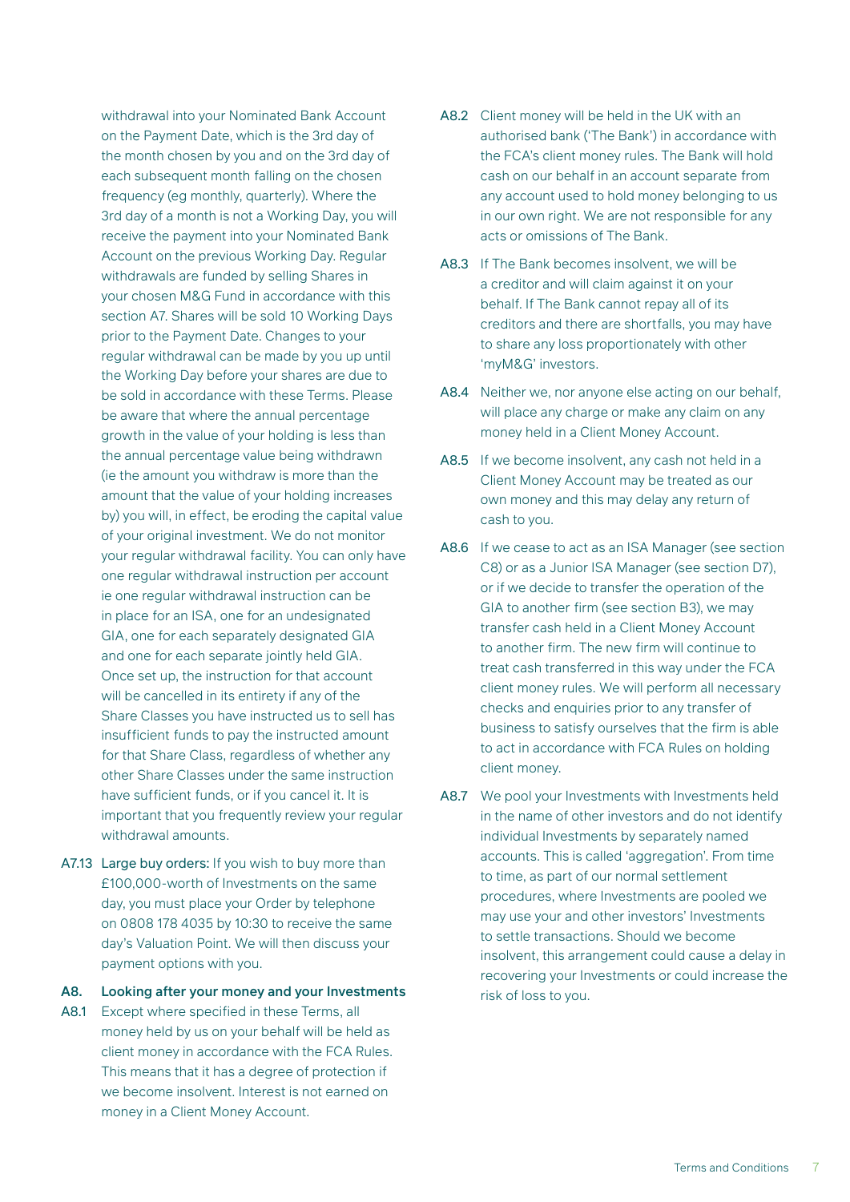withdrawal into your Nominated Bank Account on the Payment Date, which is the 3rd day of the month chosen by you and on the 3rd day of each subsequent month falling on the chosen frequency (eg monthly, quarterly). Where the 3rd day of a month is not a Working Day, you will receive the payment into your Nominated Bank Account on the previous Working Day. Regular withdrawals are funded by selling Shares in your chosen M&G Fund in accordance with this section A7. Shares will be sold 10 Working Days prior to the Payment Date. Changes to your regular withdrawal can be made by you up until the Working Day before your shares are due to be sold in accordance with these Terms. Please be aware that where the annual percentage growth in the value of your holding is less than the annual percentage value being withdrawn (ie the amount you withdraw is more than the amount that the value of your holding increases by) you will, in effect, be eroding the capital value of your original investment. We do not monitor your regular withdrawal facility. You can only have one regular withdrawal instruction per account ie one regular withdrawal instruction can be in place for an ISA, one for an undesignated GIA, one for each separately designated GIA and one for each separate jointly held GIA. Once set up, the instruction for that account will be cancelled in its entirety if any of the Share Classes you have instructed us to sell has insufficient funds to pay the instructed amount for that Share Class, regardless of whether any other Share Classes under the same instruction have sufficient funds, or if you cancel it. It is important that you frequently review your regular withdrawal amounts.

A7.13 Large buy orders: If you wish to buy more than £100,000-worth of Investments on the same day, you must place your Order by telephone on 0808 178 4035 by 10:30 to receive the same day's Valuation Point. We will then discuss your payment options with you.

## A8. Looking after your money and your Investments

A8.1 Except where specified in these Terms, all money held by us on your behalf will be held as client money in accordance with the FCA Rules. This means that it has a degree of protection if we become insolvent. Interest is not earned on money in a Client Money Account.

A8.2 Client money will be held in the UK with an authorised bank ('The Bank') in accordance with the FCA's client money rules. The Bank will hold cash on our behalf in an account separate from any account used to hold money belonging to us in our own right. We are not responsible for any acts or omissions of The Bank.

A8.3 If The Bank becomes insolvent, we will be a creditor and will claim against it on your behalf. If The Bank cannot repay all of its creditors and there are shortfalls, you may have to share any loss proportionately with other 'myM&G' investors.

A8.4 Neither we, nor anyone else acting on our behalf, will place any charge or make any claim on any money held in a Client Money Account.

A8.5 If we become insolvent, any cash not held in a Client Money Account may be treated as our own money and this may delay any return of cash to you.

A8.6 If we cease to act as an ISA Manager (see section C8) or as a Junior ISA Manager (see section D7), or if we decide to transfer the operation of the GIA to another firm (see section B3), we may transfer cash held in a Client Money Account to another firm. The new firm will continue to treat cash transferred in this way under the FCA client money rules. We will perform all necessary checks and enquiries prior to any transfer of business to satisfy ourselves that the firm is able to act in accordance with FCA Rules on holding client money.

A8.7 We pool your Investments with Investments held in the name of other investors and do not identify individual Investments by separately named accounts. This is called 'aggregation'. From time to time, as part of our normal settlement procedures, where Investments are pooled we may use your and other investors' Investments to settle transactions. Should we become insolvent, this arrangement could cause a delay in recovering your Investments or could increase the risk of loss to you.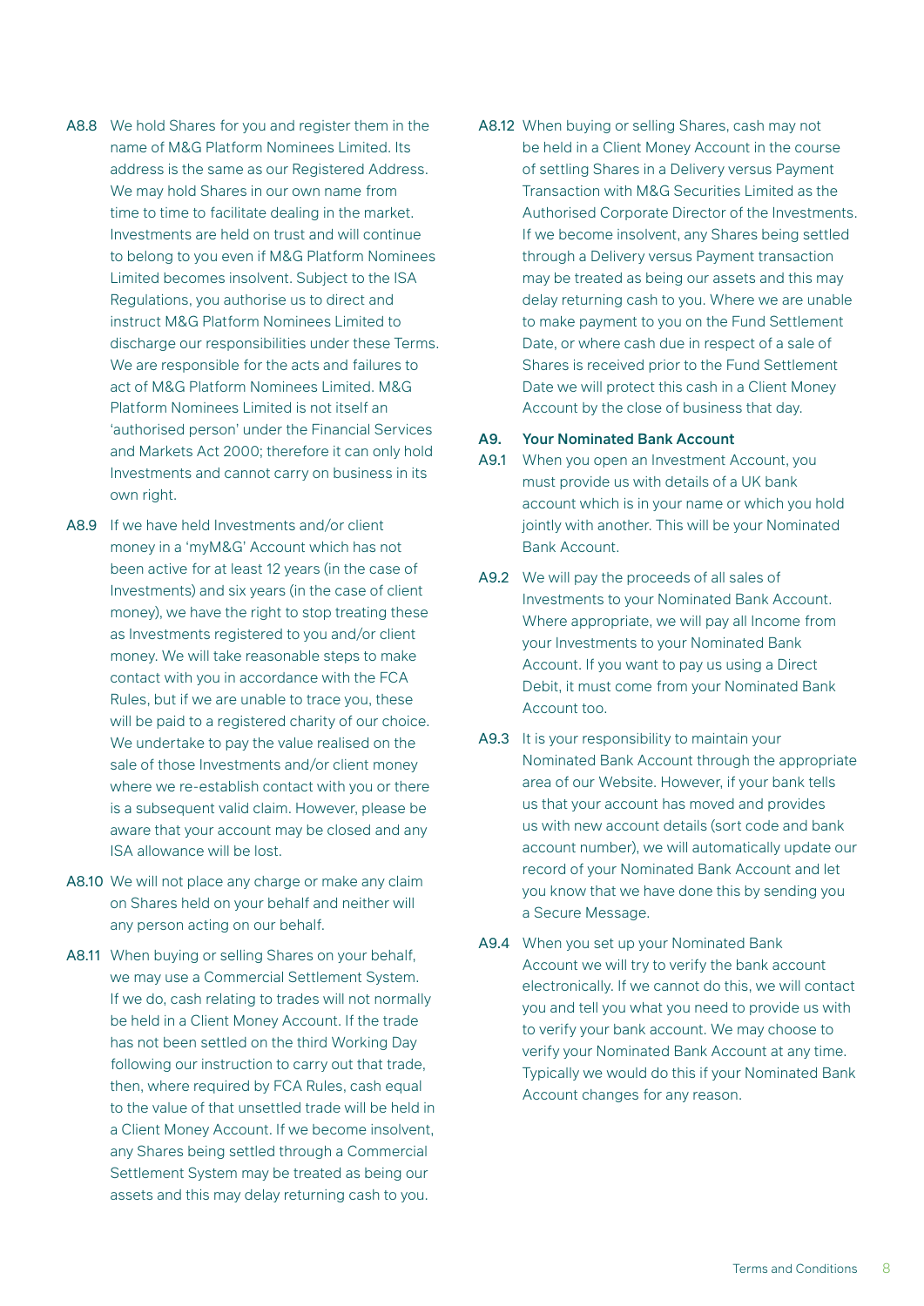A8.8 We hold Shares for you and register them in the name of M&G Platform Nominees Limited. Its address is the same as our Registered Address. We may hold Shares in our own name from time to time to facilitate dealing in the market. Investments are held on trust and will continue to belong to you even if M&G Platform Nominees Limited becomes insolvent. Subject to the ISA Regulations, you authorise us to direct and instruct M&G Platform Nominees Limited to discharge our responsibilities under these Terms. We are responsible for the acts and failures to act of M&G Platform Nominees Limited. M&G Platform Nominees Limited is not itself an 'authorised person' under the Financial Services and Markets Act 2000; therefore it can only hold Investments and cannot carry on business in its own right.

A8.9 If we have held Investments and/or client money in a 'myM&G' Account which has not been active for at least 12 years (in the case of Investments) and six years (in the case of client money), we have the right to stop treating these as Investments registered to you and/or client money. We will take reasonable steps to make contact with you in accordance with the FCA Rules, but if we are unable to trace you, these will be paid to a registered charity of our choice. We undertake to pay the value realised on the sale of those Investments and/or client money where we re-establish contact with you or there is a subsequent valid claim. However, please be aware that your account may be closed and any ISA allowance will be lost.

A8.10 We will not place any charge or make any claim on Shares held on your behalf and neither will any person acting on our behalf.

A8.11 When buying or selling Shares on your behalf, we may use a Commercial Settlement System. If we do, cash relating to trades will not normally be held in a Client Money Account. If the trade has not been settled on the third Working Day following our instruction to carry out that trade, then, where required by FCA Rules, cash equal to the value of that unsettled trade will be held in a Client Money Account. If we become insolvent, any Shares being settled through a Commercial Settlement System may be treated as being our assets and this may delay returning cash to you.

A8.12 When buying or selling Shares, cash may not be held in a Client Money Account in the course of settling Shares in a Delivery versus Payment Transaction with M&G Securities Limited as the Authorised Corporate Director of the Investments. If we become insolvent, any Shares being settled through a Delivery versus Payment transaction may be treated as being our assets and this may delay returning cash to you. Where we are unable to make payment to you on the Fund Settlement Date, or where cash due in respect of a sale of Shares is received prior to the Fund Settlement Date we will protect this cash in a Client Money Account by the close of business that day.

### A9. Your Nominated Bank Account

A9.1 When you open an Investment Account, you must provide us with details of a UK bank account which is in your name or which you hold jointly with another. This will be your Nominated Bank Account.

A9.2 We will pay the proceeds of all sales of Investments to your Nominated Bank Account. Where appropriate, we will pay all Income from your Investments to your Nominated Bank Account. If you want to pay us using a Direct Debit, it must come from your Nominated Bank Account too.

A9.3 It is your responsibility to maintain your Nominated Bank Account through the appropriate area of our Website. However, if your bank tells us that your account has moved and provides us with new account details (sort code and bank account number), we will automatically update our record of your Nominated Bank Account and let you know that we have done this by sending you a Secure Message.

A9.4 When you set up your Nominated Bank Account we will try to verify the bank account electronically. If we cannot do this, we will contact you and tell you what you need to provide us with to verify your bank account. We may choose to verify your Nominated Bank Account at any time. Typically we would do this if your Nominated Bank Account changes for any reason.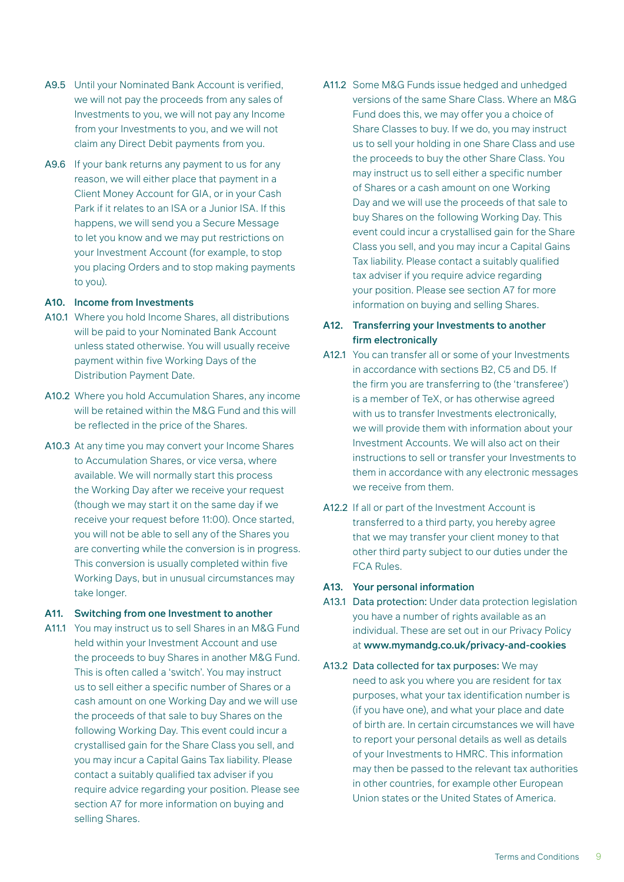A9.5 Until your Nominated Bank Account is verified, we will not pay the proceeds from any sales of Investments to you, we will not pay any Income from your Investments to you, and we will not claim any Direct Debit payments from you.

A9.6 If your bank returns any payment to us for any reason, we will either place that payment in a Client Money Account for GIA, or in your Cash Park if it relates to an ISA or a Junior ISA. If this happens, we will send you a Secure Message to let you know and we may put restrictions on your Investment Account (for example, to stop you placing Orders and to stop making payments to you).

### A10. Income from Investments

A10.1 Where you hold Income Shares, all distributions will be paid to your Nominated Bank Account unless stated otherwise. You will usually receive payment within five Working Days of the Distribution Payment Date.

A10.2 Where you hold Accumulation Shares, any income will be retained within the M&G Fund and this will be reflected in the price of the Shares.

A10.3 At any time you may convert your Income Shares to Accumulation Shares, or vice versa, where available. We will normally start this process the Working Day after we receive your request (though we may start it on the same day if we receive your request before 11:00). Once started, you will not be able to sell any of the Shares you are converting while the conversion is in progress. This conversion is usually completed within five Working Days, but in unusual circumstances may take longer.

### A11. Switching from one Investment to another

A11.1 You may instruct us to sell Shares in an M&G Fund held within your Investment Account and use the proceeds to buy Shares in another M&G Fund. This is often called a 'switch'. You may instruct us to sell either a specific number of Shares or a cash amount on one Working Day and we will use the proceeds of that sale to buy Shares on the following Working Day. This event could incur a crystallised gain for the Share Class you sell, and you may incur a Capital Gains Tax liability. Please contact a suitably qualified tax adviser if you require advice regarding your position. Please see section A7 for more information on buying and selling Shares.

A11.2 Some M&G Funds issue hedged and unhedged versions of the same Share Class. Where an M&G Fund does this, we may offer you a choice of Share Classes to buy. If we do, you may instruct us to sell your holding in one Share Class and use the proceeds to buy the other Share Class. You may instruct us to sell either a specific number of Shares or a cash amount on one Working Day and we will use the proceeds of that sale to buy Shares on the following Working Day. This event could incur a crystallised gain for the Share Class you sell, and you may incur a Capital Gains Tax liability. Please contact a suitably qualified tax adviser if you require advice regarding your position. Please see section A7 for more information on buying and selling Shares.

### A12. Transferring your Investments to another firm electronically

A12.1 You can transfer all or some of your Investments in accordance with sections B2, C5 and D5. If the firm you are transferring to (the 'transferee') is a member of TeX, or has otherwise agreed with us to transfer Investments electronically, we will provide them with information about your Investment Accounts. We will also act on their instructions to sell or transfer your Investments to them in accordance with any electronic messages we receive from them.

A12.2 If all or part of the Investment Account is transferred to a third party, you hereby agree that we may transfer your client money to that other third party subject to our duties under the FCA Rules.

### A13. Your personal information

A13.1 Data protection: Under data protection legislation you have a number of rights available as an individual. These are set out in our Privacy Policy at **www.mymandg.co.uk/privacy-and-cookies**

A13.2 Data collected for tax purposes: We may need to ask you where you are resident for tax purposes, what your tax identification number is (if you have one), and what your place and date of birth are. In certain circumstances we will have to report your personal details as well as details of your Investments to HMRC. This information may then be passed to the relevant tax authorities in other countries, for example other European Union states or the United States of America.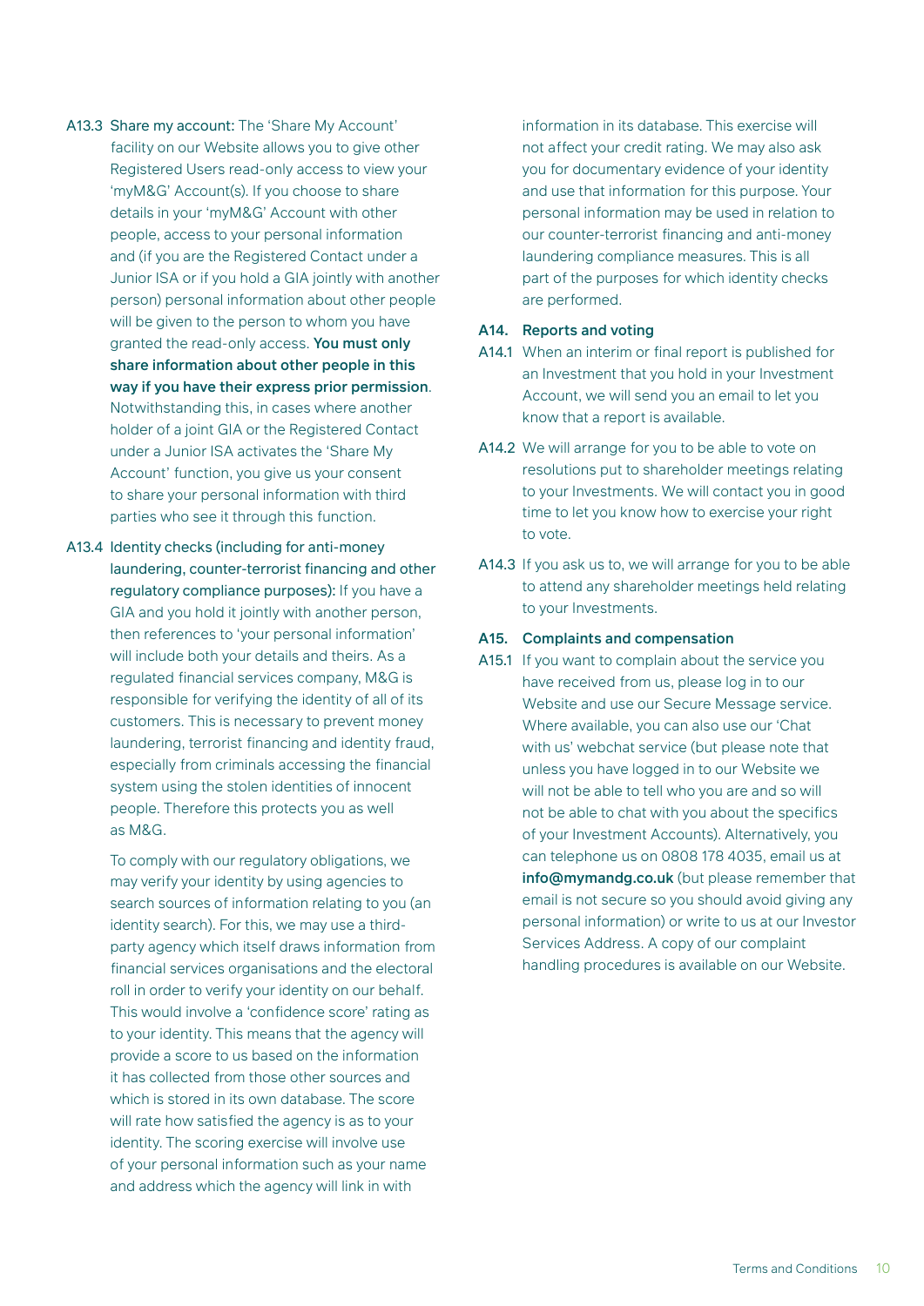A13.3 **Share my account:** The 'Share My Account' facility on our Website allows you to give other Registered Users read-only access to view your 'myM&G' Account(s). If you choose to share details in your 'myM&G' Account with other people, access to your personal information and (if you are the Registered Contact under a Junior ISA or if you hold a GIA jointly with another person) personal information about other people will be given to the person to whom you have granted the read-only access. **You must only share information about other people in this way if you have their express prior permission**. Notwithstanding this, in cases where another holder of a joint GIA or the Registered Contact under a Junior ISA activates the 'Share My Account' function, you give us your consent to share your personal information with third parties who see it through this function.

A13.4 **Identity checks (including for anti-money laundering, counter-terrorist financing and other regulatory compliance purposes):** If you have a GIA and you hold it jointly with another person, then references to 'your personal information' will include both your details and theirs. As a regulated financial services company, M&G is responsible for verifying the identity of all of its customers. This is necessary to prevent money laundering, terrorist financing and identity fraud, especially from criminals accessing the financial system using the stolen identities of innocent people. Therefore this protects you as well as M&G.

To comply with our regulatory obligations, we may verify your identity by using agencies to search sources of information relating to you (an identity search). For this, we may use a third-party agency which itself draws information from financial services organisations and the electoral roll in order to verify your identity on our behalf. This would involve a 'confidence score' rating as to your identity. This means that the agency will provide a score to us based on the information it has collected from those other sources and which is stored in its own database. The score will rate how satisfied the agency is as to your identity. The scoring exercise will involve use of your personal information such as your name and address which the agency will link in with information in its database. This exercise will not affect your credit rating. We may also ask you for documentary evidence of your identity and use that information for this purpose. Your personal information may be used in relation to our counter-terrorist financing and anti-money laundering compliance measures. This is all part of the purposes for which identity checks are performed.

## A14. Reports and voting

A14.1 When an interim or final report is published for an Investment that you hold in your Investment Account, we will send you an email to let you know that a report is available.

A14.2 We will arrange for you to be able to vote on resolutions put to shareholder meetings relating to your Investments. We will contact you in good time to let you know how to exercise your right to vote.

A14.3 If you ask us to, we will arrange for you to be able to attend any shareholder meetings held relating to your Investments.

## A15. Complaints and compensation

A15.1 If you want to complain about the service you have received from us, please log in to our Website and use our Secure Message service. Where available, you can also use our 'Chat with us' webchat service (but please note that unless you have logged in to our Website we will not be able to tell who you are and so will not be able to chat with you about the specifics of your Investment Accounts). Alternatively, you can telephone us on 0808 178 4035, email us at **info@mymandg.co.uk** (but please remember that email is not secure so you should avoid giving any personal information) or write to us at our Investor Services Address. A copy of our complaint handling procedures is available on our Website.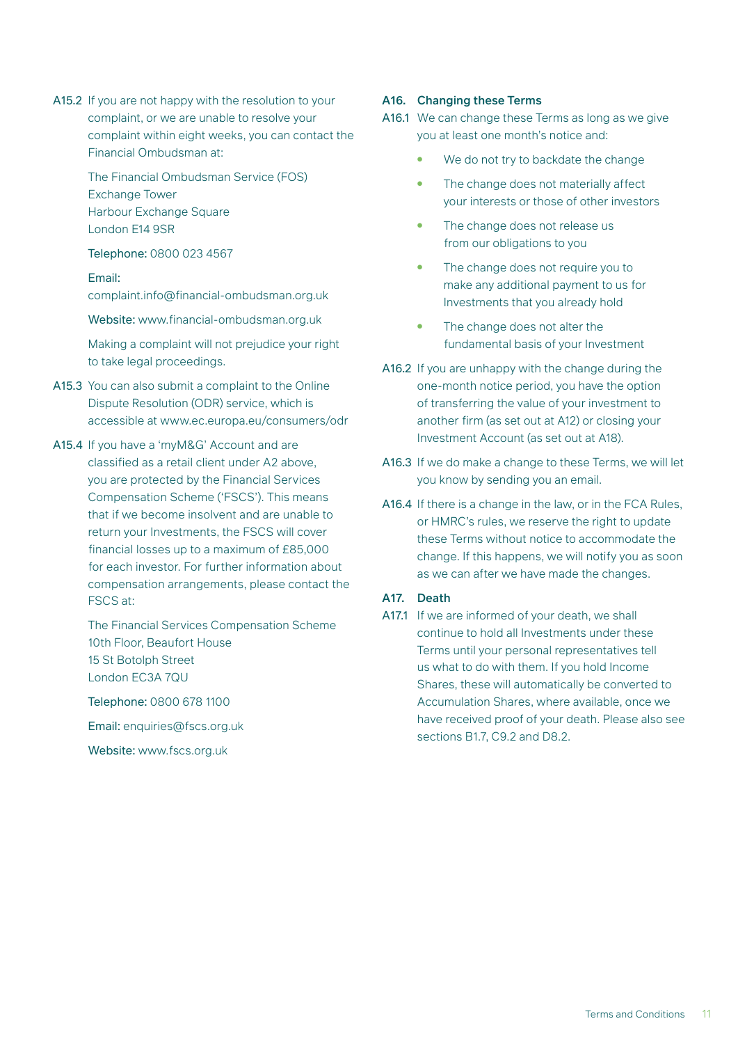A15.2 If you are not happy with the resolution to your complaint, or we are unable to resolve your complaint within eight weeks, you can contact the Financial Ombudsman at:

The Financial Ombudsman Service (FOS)
Exchange Tower
Harbour Exchange Square
London E14 9SR

Telephone: 0800 023 4567

Email:
complaint.info@financial-ombudsman.org.uk

Website: www.financial-ombudsman.org.uk

Making a complaint will not prejudice your right to take legal proceedings.

A15.3 You can also submit a complaint to the Online Dispute Resolution (ODR) service, which is accessible at www.ec.europa.eu/consumers/odr

A15.4 If you have a 'myM&G' Account and are classified as a retail client under A2 above, you are protected by the Financial Services Compensation Scheme ('FSCS'). This means that if we become insolvent and are unable to return your Investments, the FSCS will cover financial losses up to a maximum of £85,000 for each investor. For further information about compensation arrangements, please contact the FSCS at:

The Financial Services Compensation Scheme
10th Floor, Beaufort House
15 St Botolph Street
London EC3A 7QU

Telephone: 0800 678 1100

Email: enquiries@fscs.org.uk

Website: www.fscs.org.uk

## A16. Changing these Terms

A16.1 We can change these Terms as long as we give you at least one month's notice and:

- We do not try to backdate the change
- The change does not materially affect your interests or those of other investors
- The change does not release us from our obligations to you
- The change does not require you to make any additional payment to us for Investments that you already hold
- The change does not alter the fundamental basis of your Investment

A16.2 If you are unhappy with the change during the one-month notice period, you have the option of transferring the value of your investment to another firm (as set out at A12) or closing your Investment Account (as set out at A18).

A16.3 If we do make a change to these Terms, we will let you know by sending you an email.

A16.4 If there is a change in the law, or in the FCA Rules, or HMRC's rules, we reserve the right to update these Terms without notice to accommodate the change. If this happens, we will notify you as soon as we can after we have made the changes.

## A17. Death

A17.1 If we are informed of your death, we shall continue to hold all Investments under these Terms until your personal representatives tell us what to do with them. If you hold Income Shares, these will automatically be converted to Accumulation Shares, where available, once we have received proof of your death. Please also see sections B1.7, C9.2 and D8.2.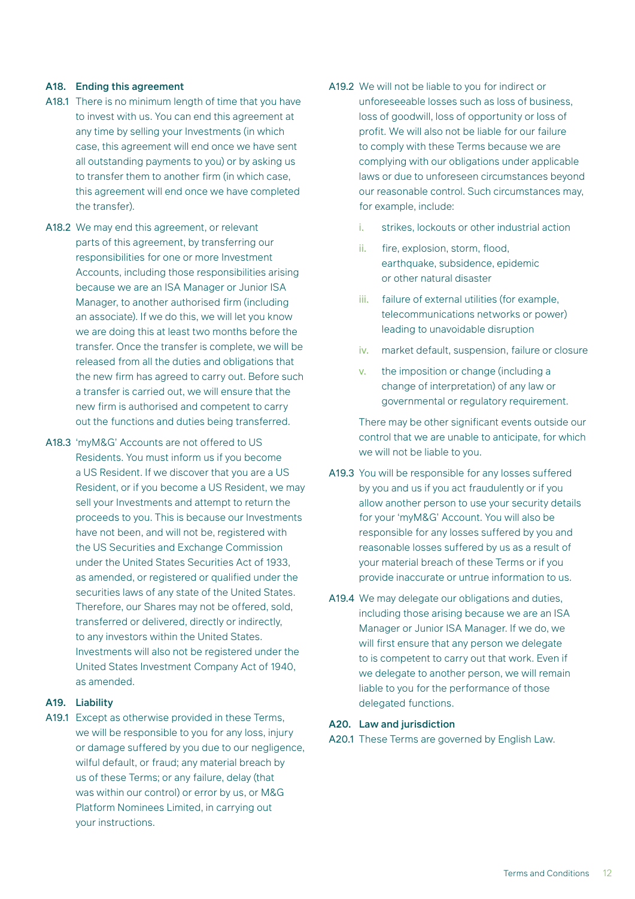### A18. Ending this agreement

A18.1 There is no minimum length of time that you have to invest with us. You can end this agreement at any time by selling your Investments (in which case, this agreement will end once we have sent all outstanding payments to you) or by asking us to transfer them to another firm (in which case, this agreement will end once we have completed the transfer).

A18.2 We may end this agreement, or relevant parts of this agreement, by transferring our responsibilities for one or more Investment Accounts, including those responsibilities arising because we are an ISA Manager or Junior ISA Manager, to another authorised firm (including an associate). If we do this, we will let you know we are doing this at least two months before the transfer. Once the transfer is complete, we will be released from all the duties and obligations that the new firm has agreed to carry out. Before such a transfer is carried out, we will ensure that the new firm is authorised and competent to carry out the functions and duties being transferred.

A18.3 'myM&G' Accounts are not offered to US Residents. You must inform us if you become a US Resident. If we discover that you are a US Resident, or if you become a US Resident, we may sell your Investments and attempt to return the proceeds to you. This is because our Investments have not been, and will not be, registered with the US Securities and Exchange Commission under the United States Securities Act of 1933, as amended, or registered or qualified under the securities laws of any state of the United States. Therefore, our Shares may not be offered, sold, transferred or delivered, directly or indirectly, to any investors within the United States. Investments will also not be registered under the United States Investment Company Act of 1940, as amended.

### A19. Liability

A19.1 Except as otherwise provided in these Terms, we will be responsible to you for any loss, injury or damage suffered by you due to our negligence, wilful default, or fraud; any material breach by us of these Terms; or any failure, delay (that was within our control) or error by us, or M&G Platform Nominees Limited, in carrying out your instructions.

A19.2 We will not be liable to you for indirect or unforeseeable losses such as loss of business, loss of goodwill, loss of opportunity or loss of profit. We will also not be liable for our failure to comply with these Terms because we are complying with our obligations under applicable laws or due to unforeseen circumstances beyond our reasonable control. Such circumstances may, for example, include:

i. strikes, lockouts or other industrial action

ii. fire, explosion, storm, flood, earthquake, subsidence, epidemic or other natural disaster

iii. failure of external utilities (for example, telecommunications networks or power) leading to unavoidable disruption

iv. market default, suspension, failure or closure

v. the imposition or change (including a change of interpretation) of any law or governmental or regulatory requirement.

There may be other significant events outside our control that we are unable to anticipate, for which we will not be liable to you.

A19.3 You will be responsible for any losses suffered by you and us if you act fraudulently or if you allow another person to use your security details for your 'myM&G' Account. You will also be responsible for any losses suffered by you and reasonable losses suffered by us as a result of your material breach of these Terms or if you provide inaccurate or untrue information to us.

A19.4 We may delegate our obligations and duties, including those arising because we are an ISA Manager or Junior ISA Manager. If we do, we will first ensure that any person we delegate to is competent to carry out that work. Even if we delegate to another person, we will remain liable to you for the performance of those delegated functions.

### A20. Law and jurisdiction

A20.1 These Terms are governed by English Law.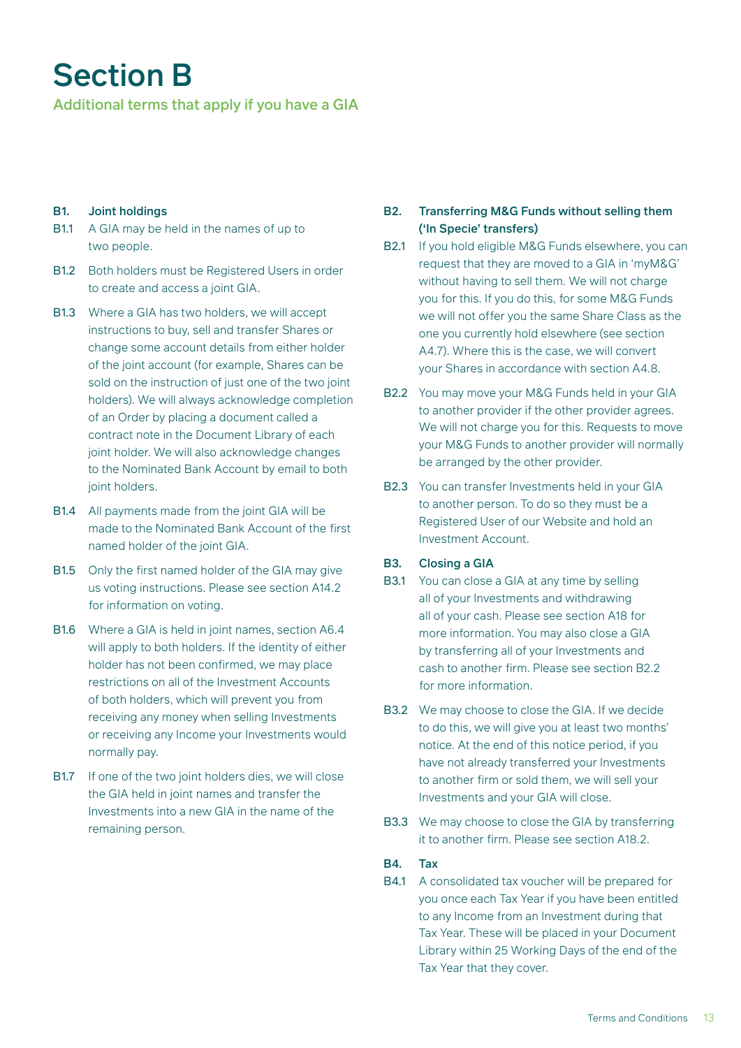# Section B

## Additional terms that apply if you have a GIA

### B1. Joint holdings

B1.1 A GIA may be held in the names of up to two people.

B1.2 Both holders must be Registered Users in order to create and access a joint GIA.

B1.3 Where a GIA has two holders, we will accept instructions to buy, sell and transfer Shares or change some account details from either holder of the joint account (for example, Shares can be sold on the instruction of just one of the two joint holders). We will always acknowledge completion of an Order by placing a document called a contract note in the Document Library of each joint holder. We will also acknowledge changes to the Nominated Bank Account by email to both joint holders.

B1.4 All payments made from the joint GIA will be made to the Nominated Bank Account of the first named holder of the joint GIA.

B1.5 Only the first named holder of the GIA may give us voting instructions. Please see section A14.2 for information on voting.

B1.6 Where a GIA is held in joint names, section A6.4 will apply to both holders. If the identity of either holder has not been confirmed, we may place restrictions on all of the Investment Accounts of both holders, which will prevent you from receiving any money when selling Investments or receiving any Income your Investments would normally pay.

B1.7 If one of the two joint holders dies, we will close the GIA held in joint names and transfer the Investments into a new GIA in the name of the remaining person.

### B2. Transferring M&G Funds without selling them ('In Specie' transfers)

B2.1 If you hold eligible M&G Funds elsewhere, you can request that they are moved to a GIA in 'myM&G' without having to sell them. We will not charge you for this. If you do this, for some M&G Funds we will not offer you the same Share Class as the one you currently hold elsewhere (see section A4.7). Where this is the case, we will convert your Shares in accordance with section A4.8.

B2.2 You may move your M&G Funds held in your GIA to another provider if the other provider agrees. We will not charge you for this. Requests to move your M&G Funds to another provider will normally be arranged by the other provider.

B2.3 You can transfer Investments held in your GIA to another person. To do so they must be a Registered User of our Website and hold an Investment Account.

### B3. Closing a GIA

B3.1 You can close a GIA at any time by selling all of your Investments and withdrawing all of your cash. Please see section A18 for more information. You may also close a GIA by transferring all of your Investments and cash to another firm. Please see section B2.2 for more information.

B3.2 We may choose to close the GIA. If we decide to do this, we will give you at least two months' notice. At the end of this notice period, if you have not already transferred your Investments to another firm or sold them, we will sell your Investments and your GIA will close.

B3.3 We may choose to close the GIA by transferring it to another firm. Please see section A18.2.

### B4. Tax

B4.1 A consolidated tax voucher will be prepared for you once each Tax Year if you have been entitled to any Income from an Investment during that Tax Year. These will be placed in your Document Library within 25 Working Days of the end of the Tax Year that they cover.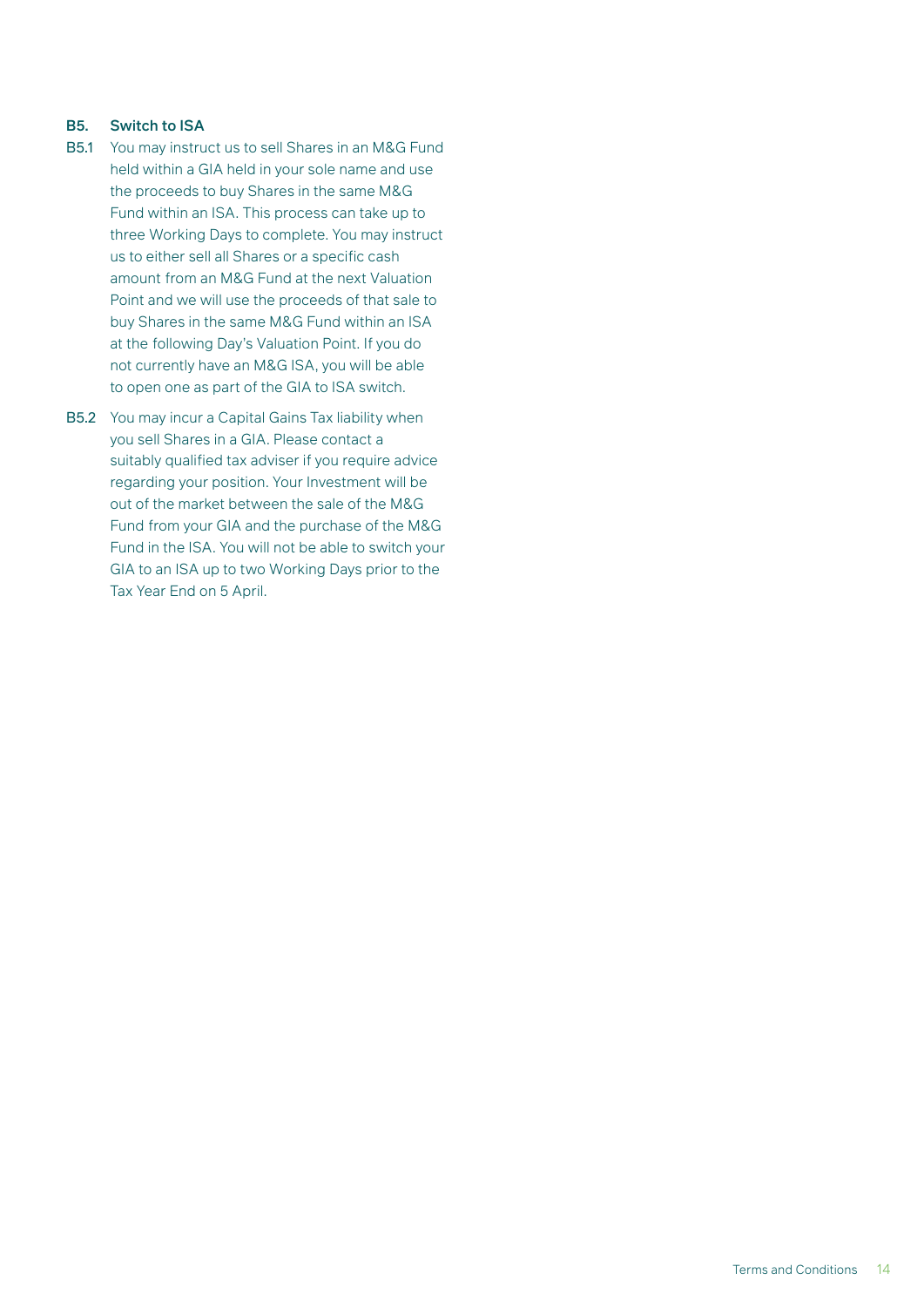### B5. Switch to ISA

B5.1 You may instruct us to sell Shares in an M&G Fund held within a GIA held in your sole name and use the proceeds to buy Shares in the same M&G Fund within an ISA. This process can take up to three Working Days to complete. You may instruct us to either sell all Shares or a specific cash amount from an M&G Fund at the next Valuation Point and we will use the proceeds of that sale to buy Shares in the same M&G Fund within an ISA at the following Day's Valuation Point. If you do not currently have an M&G ISA, you will be able to open one as part of the GIA to ISA switch.

B5.2 You may incur a Capital Gains Tax liability when you sell Shares in a GIA. Please contact a suitably qualified tax adviser if you require advice regarding your position. Your Investment will be out of the market between the sale of the M&G Fund from your GIA and the purchase of the M&G Fund in the ISA. You will not be able to switch your GIA to an ISA up to two Working Days prior to the Tax Year End on 5 April.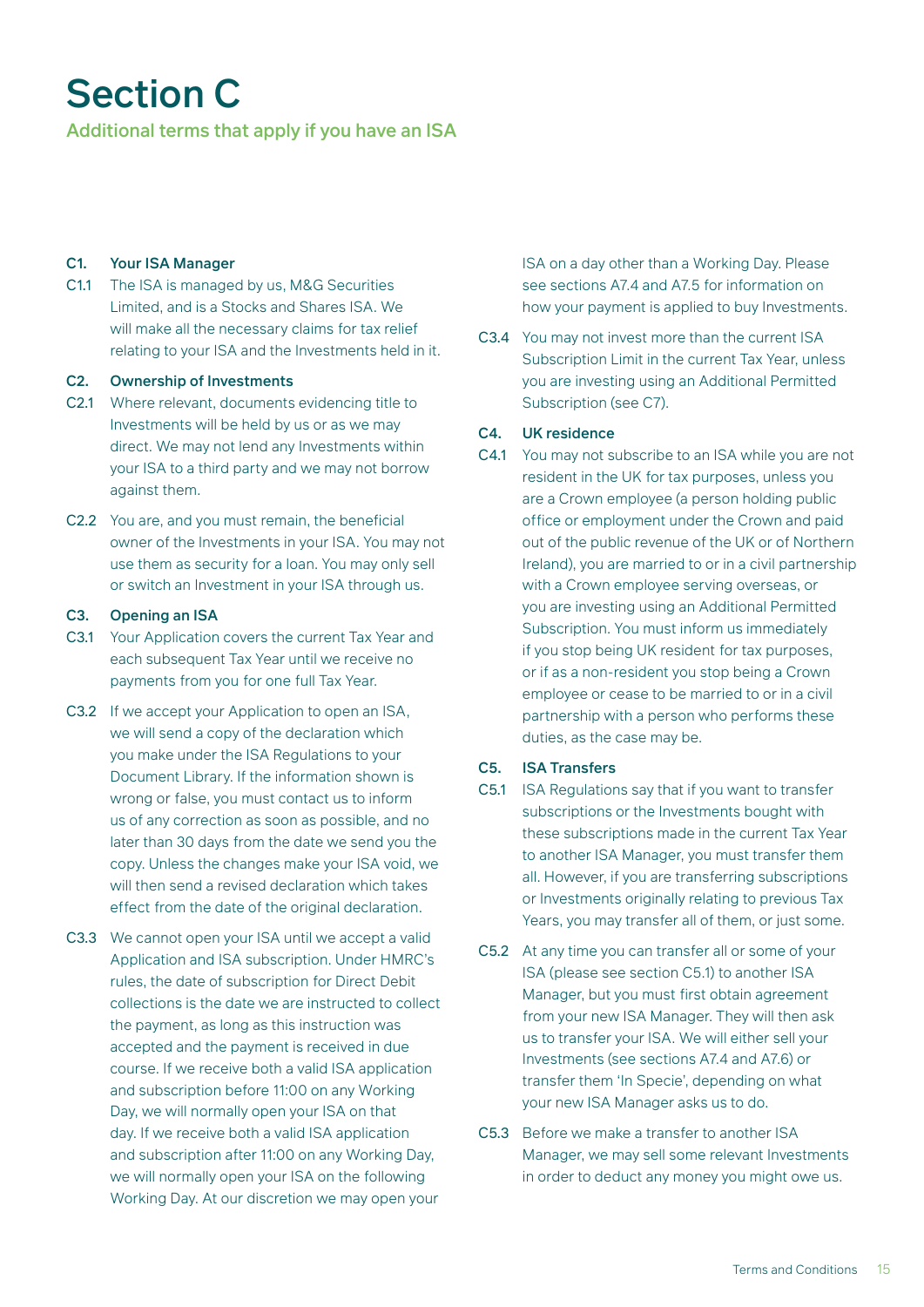# Section C

## Additional terms that apply if you have an ISA

**C1. Your ISA Manager**

C1.1 The ISA is managed by us, M&G Securities Limited, and is a Stocks and Shares ISA. We will make all the necessary claims for tax relief relating to your ISA and the Investments held in it.

**C2. Ownership of Investments**

C2.1 Where relevant, documents evidencing title to Investments will be held by us or as we may direct. We may not lend any Investments within your ISA to a third party and we may not borrow against them.

C2.2 You are, and you must remain, the beneficial owner of the Investments in your ISA. You may not use them as security for a loan. You may only sell or switch an Investment in your ISA through us.

**C3. Opening an ISA**

C3.1 Your Application covers the current Tax Year and each subsequent Tax Year until we receive no payments from you for one full Tax Year.

C3.2 If we accept your Application to open an ISA, we will send a copy of the declaration which you make under the ISA Regulations to your Document Library. If the information shown is wrong or false, you must contact us to inform us of any correction as soon as possible, and no later than 30 days from the date we send you the copy. Unless the changes make your ISA void, we will then send a revised declaration which takes effect from the date of the original declaration.

C3.3 We cannot open your ISA until we accept a valid Application and ISA subscription. Under HMRC's rules, the date of subscription for Direct Debit collections is the date we are instructed to collect the payment, as long as this instruction was accepted and the payment is received in due course. If we receive both a valid ISA application and subscription before 11:00 on any Working Day, we will normally open your ISA on that day. If we receive both a valid ISA application and subscription after 11:00 on any Working Day, we will normally open your ISA on the following Working Day. At our discretion we may open your ISA on a day other than a Working Day. Please see sections A7.4 and A7.5 for information on how your payment is applied to buy Investments.

C3.4 You may not invest more than the current ISA Subscription Limit in the current Tax Year, unless you are investing using an Additional Permitted Subscription (see C7).

**C4. UK residence**

C4.1 You may not subscribe to an ISA while you are not resident in the UK for tax purposes, unless you are a Crown employee (a person holding public office or employment under the Crown and paid out of the public revenue of the UK or of Northern Ireland), you are married to or in a civil partnership with a Crown employee serving overseas, or you are investing using an Additional Permitted Subscription. You must inform us immediately if you stop being UK resident for tax purposes, or if as a non-resident you stop being a Crown employee or cease to be married to or in a civil partnership with a person who performs these duties, as the case may be.

**C5. ISA Transfers**

C5.1 ISA Regulations say that if you want to transfer subscriptions or the Investments bought with these subscriptions made in the current Tax Year to another ISA Manager, you must transfer them all. However, if you are transferring subscriptions or Investments originally relating to previous Tax Years, you may transfer all of them, or just some.

C5.2 At any time you can transfer all or some of your ISA (please see section C5.1) to another ISA Manager, but you must first obtain agreement from your new ISA Manager. They will then ask us to transfer your ISA. We will either sell your Investments (see sections A7.4 and A7.6) or transfer them 'In Specie', depending on what your new ISA Manager asks us to do.

C5.3 Before we make a transfer to another ISA Manager, we may sell some relevant Investments in order to deduct any money you might owe us.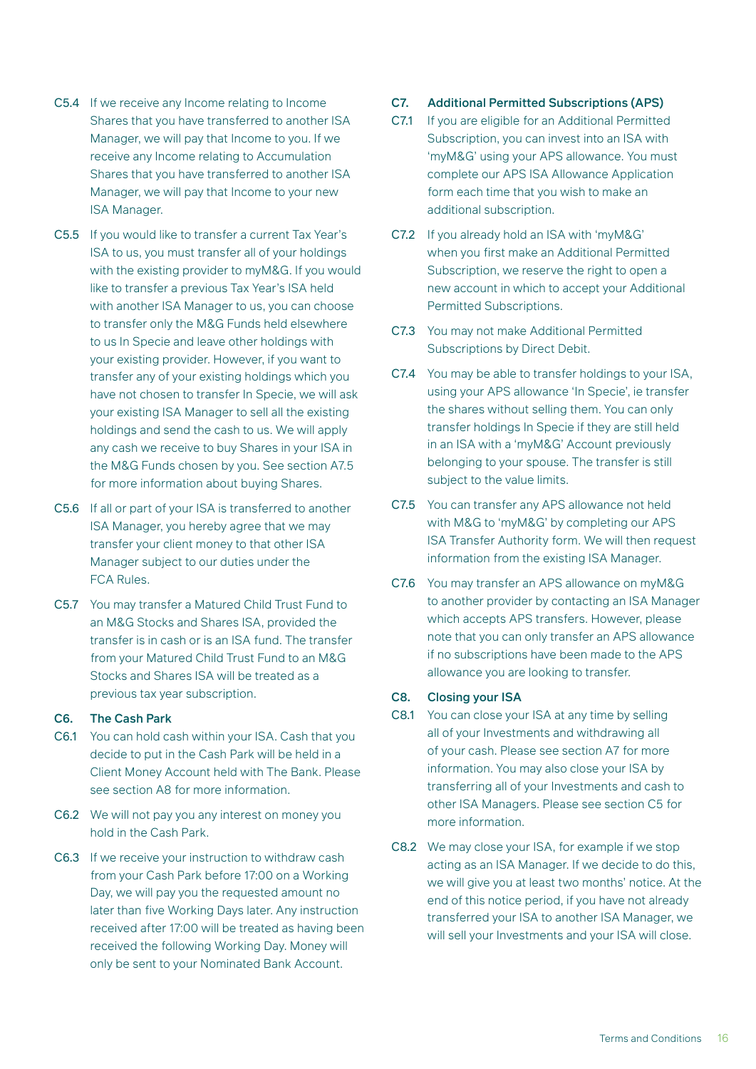C5.4 If we receive any Income relating to Income Shares that you have transferred to another ISA Manager, we will pay that Income to you. If we receive any Income relating to Accumulation Shares that you have transferred to another ISA Manager, we will pay that Income to your new ISA Manager.

C5.5 If you would like to transfer a current Tax Year's ISA to us, you must transfer all of your holdings with the existing provider to myM&G. If you would like to transfer a previous Tax Year's ISA held with another ISA Manager to us, you can choose to transfer only the M&G Funds held elsewhere to us In Specie and leave other holdings with your existing provider. However, if you want to transfer any of your existing holdings which you have not chosen to transfer In Specie, we will ask your existing ISA Manager to sell all the existing holdings and send the cash to us. We will apply any cash we receive to buy Shares in your ISA in the M&G Funds chosen by you. See section A7.5 for more information about buying Shares.

C5.6 If all or part of your ISA is transferred to another ISA Manager, you hereby agree that we may transfer your client money to that other ISA Manager subject to our duties under the FCA Rules.

C5.7 You may transfer a Matured Child Trust Fund to an M&G Stocks and Shares ISA, provided the transfer is in cash or is an ISA fund. The transfer from your Matured Child Trust Fund to an M&G Stocks and Shares ISA will be treated as a previous tax year subscription.

## C6. The Cash Park

C6.1 You can hold cash within your ISA. Cash that you decide to put in the Cash Park will be held in a Client Money Account held with The Bank. Please see section A8 for more information.

C6.2 We will not pay you any interest on money you hold in the Cash Park.

C6.3 If we receive your instruction to withdraw cash from your Cash Park before 17:00 on a Working Day, we will pay you the requested amount no later than five Working Days later. Any instruction received after 17:00 will be treated as having been received the following Working Day. Money will only be sent to your Nominated Bank Account.

## C7. Additional Permitted Subscriptions (APS)

C7.1 If you are eligible for an Additional Permitted Subscription, you can invest into an ISA with 'myM&G' using your APS allowance. You must complete our APS ISA Allowance Application form each time that you wish to make an additional subscription.

C7.2 If you already hold an ISA with 'myM&G' when you first make an Additional Permitted Subscription, we reserve the right to open a new account in which to accept your Additional Permitted Subscriptions.

C7.3 You may not make Additional Permitted Subscriptions by Direct Debit.

C7.4 You may be able to transfer holdings to your ISA, using your APS allowance 'In Specie', ie transfer the shares without selling them. You can only transfer holdings In Specie if they are still held in an ISA with a 'myM&G' Account previously belonging to your spouse. The transfer is still subject to the value limits.

C7.5 You can transfer any APS allowance not held with M&G to 'myM&G' by completing our APS ISA Transfer Authority form. We will then request information from the existing ISA Manager.

C7.6 You may transfer an APS allowance on myM&G to another provider by contacting an ISA Manager which accepts APS transfers. However, please note that you can only transfer an APS allowance if no subscriptions have been made to the APS allowance you are looking to transfer.

## C8. Closing your ISA

C8.1 You can close your ISA at any time by selling all of your Investments and withdrawing all of your cash. Please see section A7 for more information. You may also close your ISA by transferring all of your Investments and cash to other ISA Managers. Please see section C5 for more information.

C8.2 We may close your ISA, for example if we stop acting as an ISA Manager. If we decide to do this, we will give you at least two months' notice. At the end of this notice period, if you have not already transferred your ISA to another ISA Manager, we will sell your Investments and your ISA will close.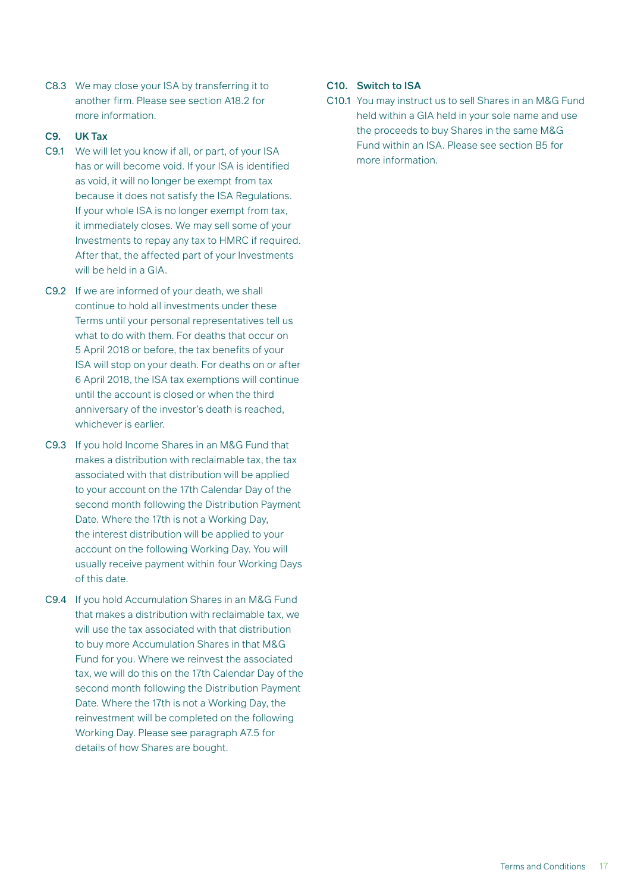C8.3 We may close your ISA by transferring it to another firm. Please see section A18.2 for more information.

## C9. UK Tax

C9.1 We will let you know if all, or part, of your ISA has or will become void. If your ISA is identified as void, it will no longer be exempt from tax because it does not satisfy the ISA Regulations. If your whole ISA is no longer exempt from tax, it immediately closes. We may sell some of your Investments to repay any tax to HMRC if required. After that, the affected part of your Investments will be held in a GIA.

C9.2 If we are informed of your death, we shall continue to hold all investments under these Terms until your personal representatives tell us what to do with them. For deaths that occur on 5 April 2018 or before, the tax benefits of your ISA will stop on your death. For deaths on or after 6 April 2018, the ISA tax exemptions will continue until the account is closed or when the third anniversary of the investor's death is reached, whichever is earlier.

C9.3 If you hold Income Shares in an M&G Fund that makes a distribution with reclaimable tax, the tax associated with that distribution will be applied to your account on the 17th Calendar Day of the second month following the Distribution Payment Date. Where the 17th is not a Working Day, the interest distribution will be applied to your account on the following Working Day. You will usually receive payment within four Working Days of this date.

C9.4 If you hold Accumulation Shares in an M&G Fund that makes a distribution with reclaimable tax, we will use the tax associated with that distribution to buy more Accumulation Shares in that M&G Fund for you. Where we reinvest the associated tax, we will do this on the 17th Calendar Day of the second month following the Distribution Payment Date. Where the 17th is not a Working Day, the reinvestment will be completed on the following Working Day. Please see paragraph A7.5 for details of how Shares are bought.

## C10. Switch to ISA

C10.1 You may instruct us to sell Shares in an M&G Fund held within a GIA held in your sole name and use the proceeds to buy Shares in the same M&G Fund within an ISA. Please see section B5 for more information.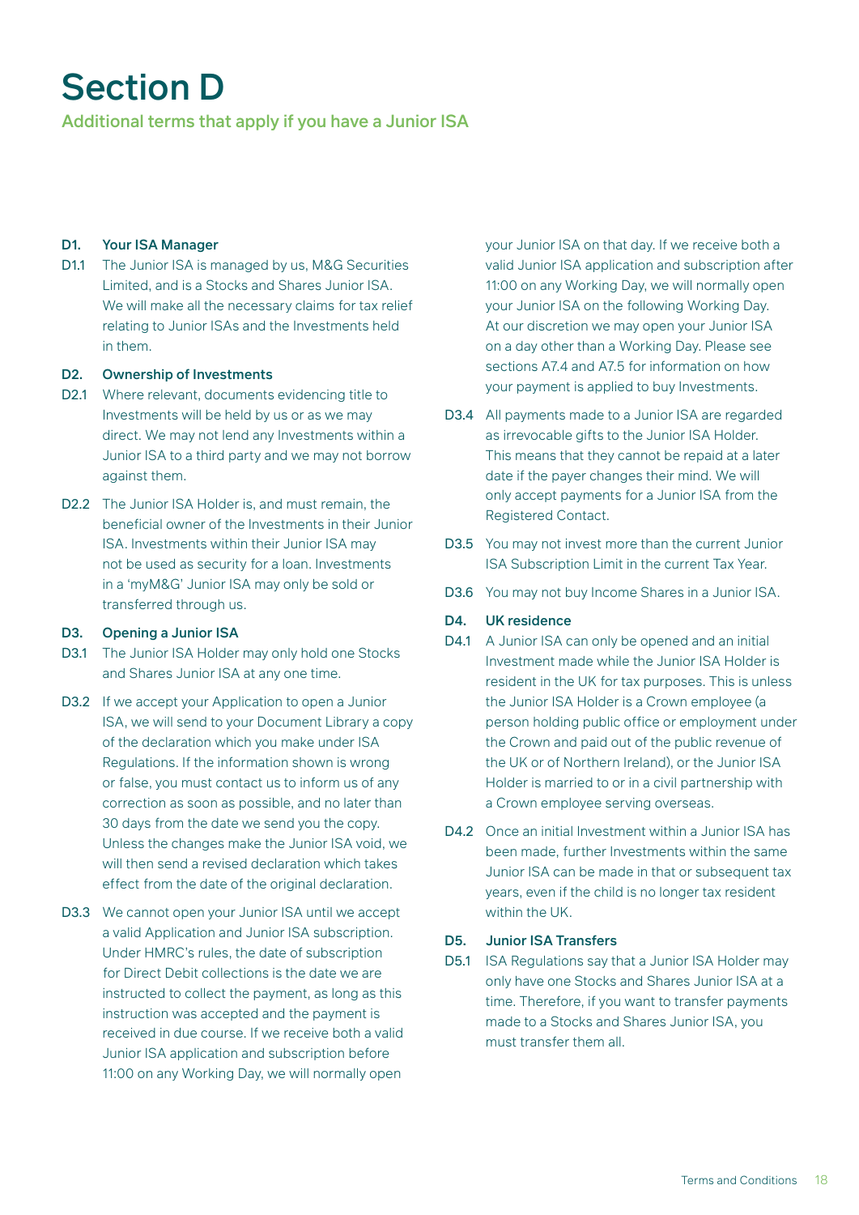# Section D

## Additional terms that apply if you have a Junior ISA

### D1. Your ISA Manager

D1.1 The Junior ISA is managed by us, M&G Securities Limited, and is a Stocks and Shares Junior ISA. We will make all the necessary claims for tax relief relating to Junior ISAs and the Investments held in them.

### D2. Ownership of Investments

D2.1 Where relevant, documents evidencing title to Investments will be held by us or as we may direct. We may not lend any Investments within a Junior ISA to a third party and we may not borrow against them.

D2.2 The Junior ISA Holder is, and must remain, the beneficial owner of the Investments in their Junior ISA. Investments within their Junior ISA may not be used as security for a loan. Investments in a 'myM&G' Junior ISA may only be sold or transferred through us.

### D3. Opening a Junior ISA

D3.1 The Junior ISA Holder may only hold one Stocks and Shares Junior ISA at any one time.

D3.2 If we accept your Application to open a Junior ISA, we will send to your Document Library a copy of the declaration which you make under ISA Regulations. If the information shown is wrong or false, you must contact us to inform us of any correction as soon as possible, and no later than 30 days from the date we send you the copy. Unless the changes make the Junior ISA void, we will then send a revised declaration which takes effect from the date of the original declaration.

D3.3 We cannot open your Junior ISA until we accept a valid Application and Junior ISA subscription. Under HMRC's rules, the date of subscription for Direct Debit collections is the date we are instructed to collect the payment, as long as this instruction was accepted and the payment is received in due course. If we receive both a valid Junior ISA application and subscription before 11:00 on any Working Day, we will normally open your Junior ISA on that day. If we receive both a valid Junior ISA application and subscription after 11:00 on any Working Day, we will normally open your Junior ISA on the following Working Day. At our discretion we may open your Junior ISA on a day other than a Working Day. Please see sections A7.4 and A7.5 for information on how your payment is applied to buy Investments.

D3.4 All payments made to a Junior ISA are regarded as irrevocable gifts to the Junior ISA Holder. This means that they cannot be repaid at a later date if the payer changes their mind. We will only accept payments for a Junior ISA from the Registered Contact.

D3.5 You may not invest more than the current Junior ISA Subscription Limit in the current Tax Year.

D3.6 You may not buy Income Shares in a Junior ISA.

### D4. UK residence

D4.1 A Junior ISA can only be opened and an initial Investment made while the Junior ISA Holder is resident in the UK for tax purposes. This is unless the Junior ISA Holder is a Crown employee (a person holding public office or employment under the Crown and paid out of the public revenue of the UK or of Northern Ireland), or the Junior ISA Holder is married to or in a civil partnership with a Crown employee serving overseas.

D4.2 Once an initial Investment within a Junior ISA has been made, further Investments within the same Junior ISA can be made in that or subsequent tax years, even if the child is no longer tax resident within the UK.

### D5. Junior ISA Transfers

D5.1 ISA Regulations say that a Junior ISA Holder may only have one Stocks and Shares Junior ISA at a time. Therefore, if you want to transfer payments made to a Stocks and Shares Junior ISA, you must transfer them all.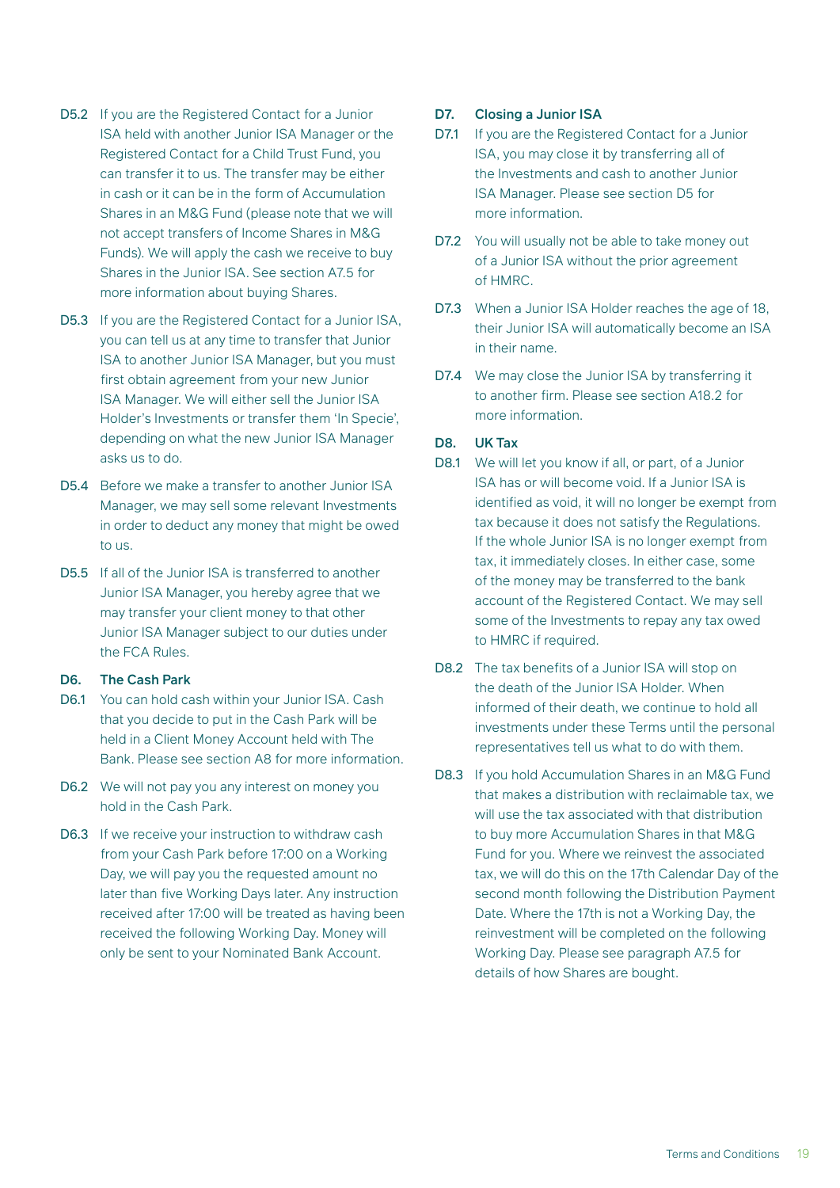D5.2 If you are the Registered Contact for a Junior ISA held with another Junior ISA Manager or the Registered Contact for a Child Trust Fund, you can transfer it to us. The transfer may be either in cash or it can be in the form of Accumulation Shares in an M&G Fund (please note that we will not accept transfers of Income Shares in M&G Funds). We will apply the cash we receive to buy Shares in the Junior ISA. See section A7.5 for more information about buying Shares.

D5.3 If you are the Registered Contact for a Junior ISA, you can tell us at any time to transfer that Junior ISA to another Junior ISA Manager, but you must first obtain agreement from your new Junior ISA Manager. We will either sell the Junior ISA Holder's Investments or transfer them 'In Specie', depending on what the new Junior ISA Manager asks us to do.

D5.4 Before we make a transfer to another Junior ISA Manager, we may sell some relevant Investments in order to deduct any money that might be owed to us.

D5.5 If all of the Junior ISA is transferred to another Junior ISA Manager, you hereby agree that we may transfer your client money to that other Junior ISA Manager subject to our duties under the FCA Rules.

### D6. The Cash Park

D6.1 You can hold cash within your Junior ISA. Cash that you decide to put in the Cash Park will be held in a Client Money Account held with The Bank. Please see section A8 for more information.

D6.2 We will not pay you any interest on money you hold in the Cash Park.

D6.3 If we receive your instruction to withdraw cash from your Cash Park before 17:00 on a Working Day, we will pay you the requested amount no later than five Working Days later. Any instruction received after 17:00 will be treated as having been received the following Working Day. Money will only be sent to your Nominated Bank Account.

### D7. Closing a Junior ISA

D7.1 If you are the Registered Contact for a Junior ISA, you may close it by transferring all of the Investments and cash to another Junior ISA Manager. Please see section D5 for more information.

D7.2 You will usually not be able to take money out of a Junior ISA without the prior agreement of HMRC.

D7.3 When a Junior ISA Holder reaches the age of 18, their Junior ISA will automatically become an ISA in their name.

D7.4 We may close the Junior ISA by transferring it to another firm. Please see section A18.2 for more information.

### D8. UK Tax

D8.1 We will let you know if all, or part, of a Junior ISA has or will become void. If a Junior ISA is identified as void, it will no longer be exempt from tax because it does not satisfy the Regulations. If the whole Junior ISA is no longer exempt from tax, it immediately closes. In either case, some of the money may be transferred to the bank account of the Registered Contact. We may sell some of the Investments to repay any tax owed to HMRC if required.

D8.2 The tax benefits of a Junior ISA will stop on the death of the Junior ISA Holder. When informed of their death, we continue to hold all investments under these Terms until the personal representatives tell us what to do with them.

D8.3 If you hold Accumulation Shares in an M&G Fund that makes a distribution with reclaimable tax, we will use the tax associated with that distribution to buy more Accumulation Shares in that M&G Fund for you. Where we reinvest the associated tax, we will do this on the 17th Calendar Day of the second month following the Distribution Payment Date. Where the 17th is not a Working Day, the reinvestment will be completed on the following Working Day. Please see paragraph A7.5 for details of how Shares are bought.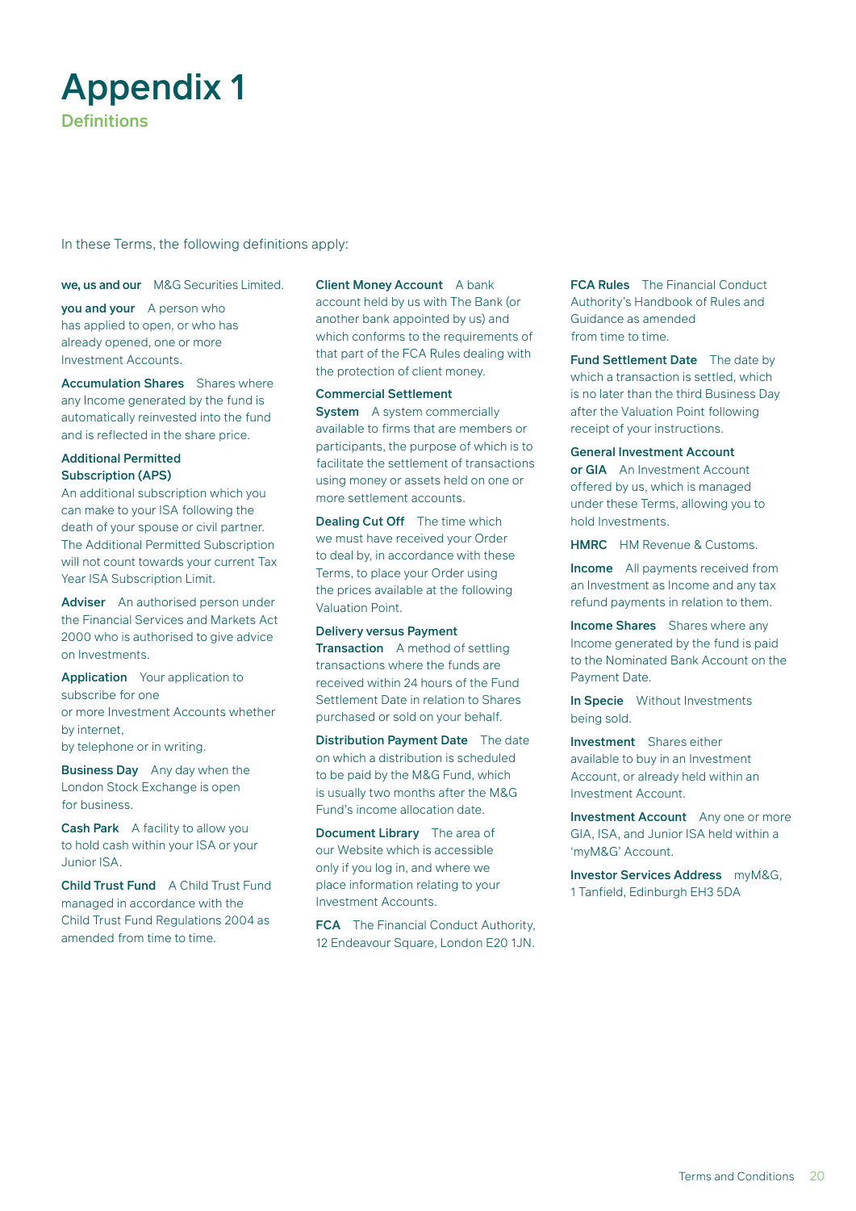# Appendix 1

## Definitions

In these Terms, the following definitions apply:

**we, us and our** M&G Securities Limited.

**you and your** A person who has applied to open, or who has already opened, one or more Investment Accounts.

**Accumulation Shares** Shares where any Income generated by the fund is automatically reinvested into the fund and is reflected in the share price.

**Additional Permitted Subscription (APS)** An additional subscription which you can make to your ISA following the death of your spouse or civil partner. The Additional Permitted Subscription will not count towards your current Tax Year ISA Subscription Limit.

**Adviser** An authorised person under the Financial Services and Markets Act 2000 who is authorised to give advice on Investments.

**Application** Your application to subscribe for one or more Investment Accounts whether by internet, by telephone or in writing.

**Business Day** Any day when the London Stock Exchange is open for business.

**Cash Park** A facility to allow you to hold cash within your ISA or your Junior ISA.

**Child Trust Fund** A Child Trust Fund managed in accordance with the Child Trust Fund Regulations 2004 as amended from time to time.

**Client Money Account** A bank account held by us with The Bank (or another bank appointed by us) and which conforms to the requirements of that part of the FCA Rules dealing with the protection of client money.

**Commercial Settlement System** A system commercially available to firms that are members or participants, the purpose of which is to facilitate the settlement of transactions using money or assets held on one or more settlement accounts.

**Dealing Cut Off** The time which we must have received your Order to deal by, in accordance with these Terms, to place your Order using the prices available at the following Valuation Point.

**Delivery versus Payment Transaction** A method of settling transactions where the funds are received within 24 hours of the Fund Settlement Date in relation to Shares purchased or sold on your behalf.

**Distribution Payment Date** The date on which a distribution is scheduled to be paid by the M&G Fund, which is usually two months after the M&G Fund's income allocation date.

**Document Library** The area of our Website which is accessible only if you log in, and where we place information relating to your Investment Accounts.

**FCA** The Financial Conduct Authority, 12 Endeavour Square, London E20 1JN.

**FCA Rules** The Financial Conduct Authority's Handbook of Rules and Guidance as amended from time to time.

**Fund Settlement Date** The date by which a transaction is settled, which is no later than the third Business Day after the Valuation Point following receipt of your instructions.

**General Investment Account or GIA** An Investment Account offered by us, which is managed under these Terms, allowing you to hold Investments.

**HMRC** HM Revenue & Customs.

**Income** All payments received from an Investment as Income and any tax refund payments in relation to them.

**Income Shares** Shares where any Income generated by the fund is paid to the Nominated Bank Account on the Payment Date.

**In Specie** Without Investments being sold.

**Investment** Shares either available to buy in an Investment Account, or already held within an Investment Account.

**Investment Account** Any one or more GIA, ISA, and Junior ISA held within a 'myM&G' Account.

**Investor Services Address** myM&G, 1 Tanfield, Edinburgh EH3 5DA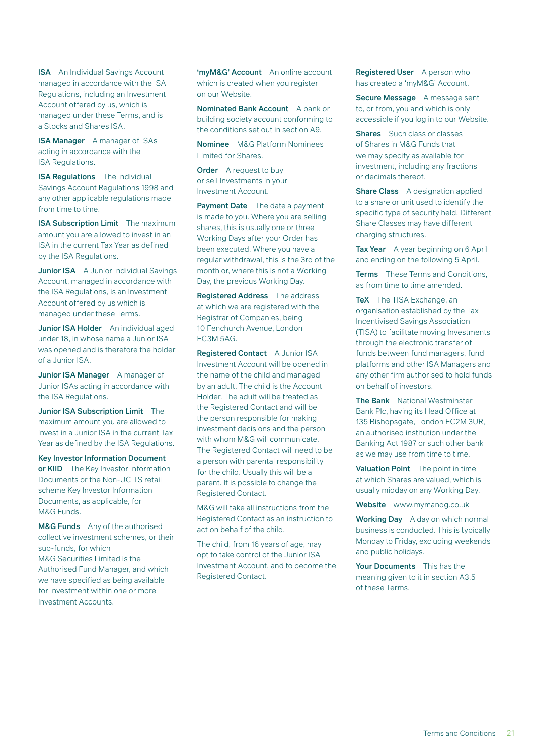**ISA** An Individual Savings Account managed in accordance with the ISA Regulations, including an Investment Account offered by us, which is managed under these Terms, and is a Stocks and Shares ISA.

**ISA Manager** A manager of ISAs acting in accordance with the ISA Regulations.

**ISA Regulations** The Individual Savings Account Regulations 1998 and any other applicable regulations made from time to time.

**ISA Subscription Limit** The maximum amount you are allowed to invest in an ISA in the current Tax Year as defined by the ISA Regulations.

**Junior ISA** A Junior Individual Savings Account, managed in accordance with the ISA Regulations, is an Investment Account offered by us which is managed under these Terms.

**Junior ISA Holder** An individual aged under 18, in whose name a Junior ISA was opened and is therefore the holder of a Junior ISA.

**Junior ISA Manager** A manager of Junior ISAs acting in accordance with the ISA Regulations.

**Junior ISA Subscription Limit** The maximum amount you are allowed to invest in a Junior ISA in the current Tax Year as defined by the ISA Regulations.

**Key Investor Information Document or KIID** The Key Investor Information Documents or the Non-UCITS retail scheme Key Investor Information Documents, as applicable, for M&G Funds.

**M&G Funds** Any of the authorised collective investment schemes, or their sub-funds, for which M&G Securities Limited is the Authorised Fund Manager, and which we have specified as being available for Investment within one or more Investment Accounts.

**'myM&G' Account** An online account which is created when you register on our Website.

**Nominated Bank Account** A bank or building society account conforming to the conditions set out in section A9.

**Nominee** M&G Platform Nominees Limited for Shares.

**Order** A request to buy or sell Investments in your Investment Account.

**Payment Date** The date a payment is made to you. Where you are selling shares, this is usually one or three Working Days after your Order has been executed. Where you have a regular withdrawal, this is the 3rd of the month or, where this is not a Working Day, the previous Working Day.

**Registered Address** The address at which we are registered with the Registrar of Companies, being 10 Fenchurch Avenue, London EC3M 5AG.

**Registered Contact** A Junior ISA Investment Account will be opened in the name of the child and managed by an adult. The child is the Account Holder. The adult will be treated as the Registered Contact and will be the person responsible for making investment decisions and the person with whom M&G will communicate. The Registered Contact will need to be a person with parental responsibility for the child. Usually this will be a parent. It is possible to change the Registered Contact.

M&G will take all instructions from the Registered Contact as an instruction to act on behalf of the child.

The child, from 16 years of age, may opt to take control of the Junior ISA Investment Account, and to become the Registered Contact.

**Registered User** A person who has created a 'myM&G' Account.

**Secure Message** A message sent to, or from, you and which is only accessible if you log in to our Website.

**Shares** Such class or classes of Shares in M&G Funds that we may specify as available for investment, including any fractions or decimals thereof.

**Share Class** A designation applied to a share or unit used to identify the specific type of security held. Different Share Classes may have different charging structures.

**Tax Year** A year beginning on 6 April and ending on the following 5 April.

**Terms** These Terms and Conditions, as from time to time amended.

**TeX** The TISA Exchange, an organisation established by the Tax Incentivised Savings Association (TISA) to facilitate moving Investments through the electronic transfer of funds between fund managers, fund platforms and other ISA Managers and any other firm authorised to hold funds on behalf of investors.

**The Bank** National Westminster Bank Plc, having its Head Office at 135 Bishopsgate, London EC2M 3UR, an authorised institution under the Banking Act 1987 or such other bank as we may use from time to time.

**Valuation Point** The point in time at which Shares are valued, which is usually midday on any Working Day.

**Website** www.mymandg.co.uk

**Working Day** A day on which normal business is conducted. This is typically Monday to Friday, excluding weekends and public holidays.

**Your Documents** This has the meaning given to it in section A3.5 of these Terms.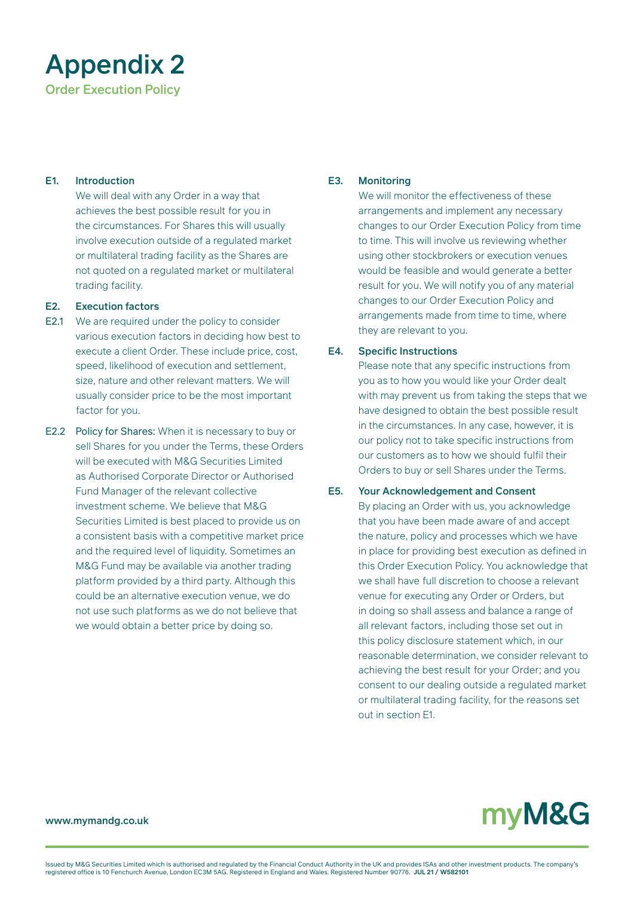# Appendix 2

## Order Execution Policy

### E1. Introduction

We will deal with any Order in a way that achieves the best possible result for you in the circumstances. For Shares this will usually involve execution outside of a regulated market or multilateral trading facility as the Shares are not quoted on a regulated market or multilateral trading facility.

### E2. Execution factors

E2.1 We are required under the policy to consider various execution factors in deciding how best to execute a client Order. These include price, cost, speed, likelihood of execution and settlement, size, nature and other relevant matters. We will usually consider price to be the most important factor for you.

E2.2 Policy for Shares: When it is necessary to buy or sell Shares for you under the Terms, these Orders will be executed with M&G Securities Limited as Authorised Corporate Director or Authorised Fund Manager of the relevant collective investment scheme. We believe that M&G Securities Limited is best placed to provide us on a consistent basis with a competitive market price and the required level of liquidity. Sometimes an M&G Fund may be available via another trading platform provided by a third party. Although this could be an alternative execution venue, we do not use such platforms as we do not believe that we would obtain a better price by doing so.

### E3. Monitoring

We will monitor the effectiveness of these arrangements and implement any necessary changes to our Order Execution Policy from time to time. This will involve us reviewing whether using other stockbrokers or execution venues would be feasible and would generate a better result for you. We will notify you of any material changes to our Order Execution Policy and arrangements made from time to time, where they are relevant to you.

### E4. Specific Instructions

Please note that any specific instructions from you as to how you would like your Order dealt with may prevent us from taking the steps that we have designed to obtain the best possible result in the circumstances. In any case, however, it is our policy not to take specific instructions from our customers as to how we should fulfil their Orders to buy or sell Shares under the Terms.

### E5. Your Acknowledgement and Consent

By placing an Order with us, you acknowledge that you have been made aware of and accept the nature, policy and processes which we have in place for providing best execution as defined in this Order Execution Policy. You acknowledge that we shall have full discretion to choose a relevant venue for executing any Order or Orders, but in doing so shall assess and balance a range of all relevant factors, including those set out in this policy disclosure statement which, in our reasonable determination, we consider relevant to achieving the best result for your Order; and you consent to our dealing outside a regulated market or multilateral trading facility, for the reasons set out in section E1.

www.mymandg.co.uk

myM&G

Issued by M&G Securities Limited which is authorised and regulated by the Financial Conduct Authority in the UK and provides ISAs and other investment products. The company's registered office is 10 Fenchurch Avenue, London EC3M 5AG. Registered in England and Wales. Registered Number 90776. **JUL 21 / W582101**